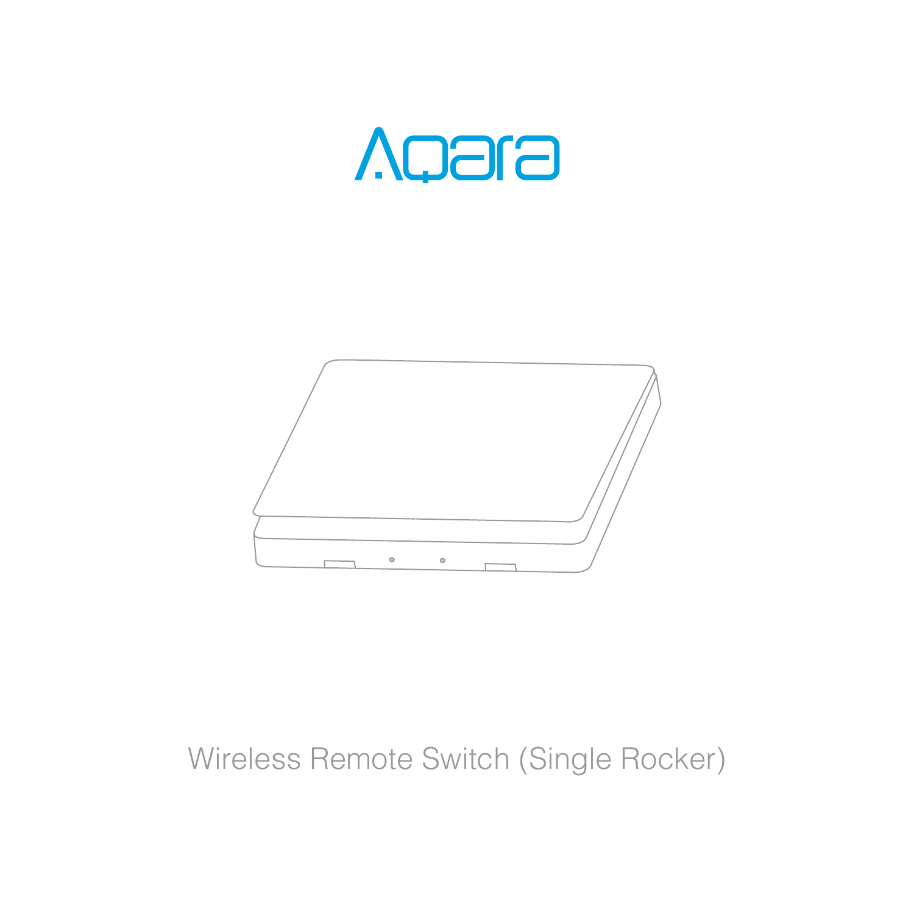# Aqara

Wireless Remote Switch (Single Rocker)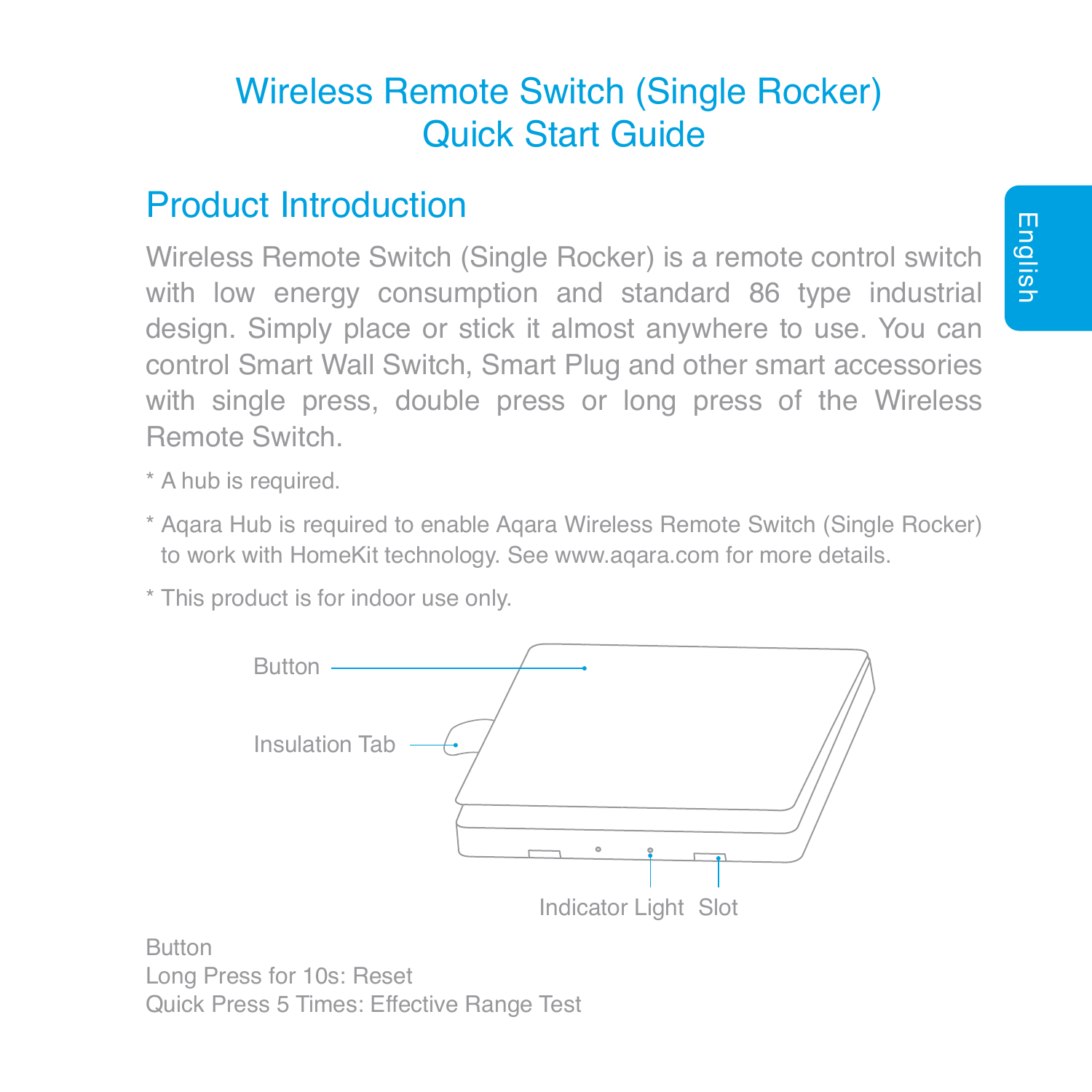# Wireless Remote Switch (Single Rocker) Quick Start Guide

## Product Introduction

Wireless Remote Switch (Single Rocker) is a remote control switch with low energy consumption and standard 86 type industrial design. Simply place or stick it almost anywhere to use. You can control Smart Wall Switch, Smart Plug and other smart accessories with single press, double press or long press of the Wireless Remote Switch.

* A hub is required.

* Aqara Hub is required to enable Aqara Wireless Remote Switch (Single Rocker) to work with HomeKit technology. See www.aqara.com for more details.

* This product is for indoor use only.

Button

Insulation Tab

Indicator Light

Slot

Button
Long Press for 10s: Reset
Quick Press 5 Times: Effective Range Test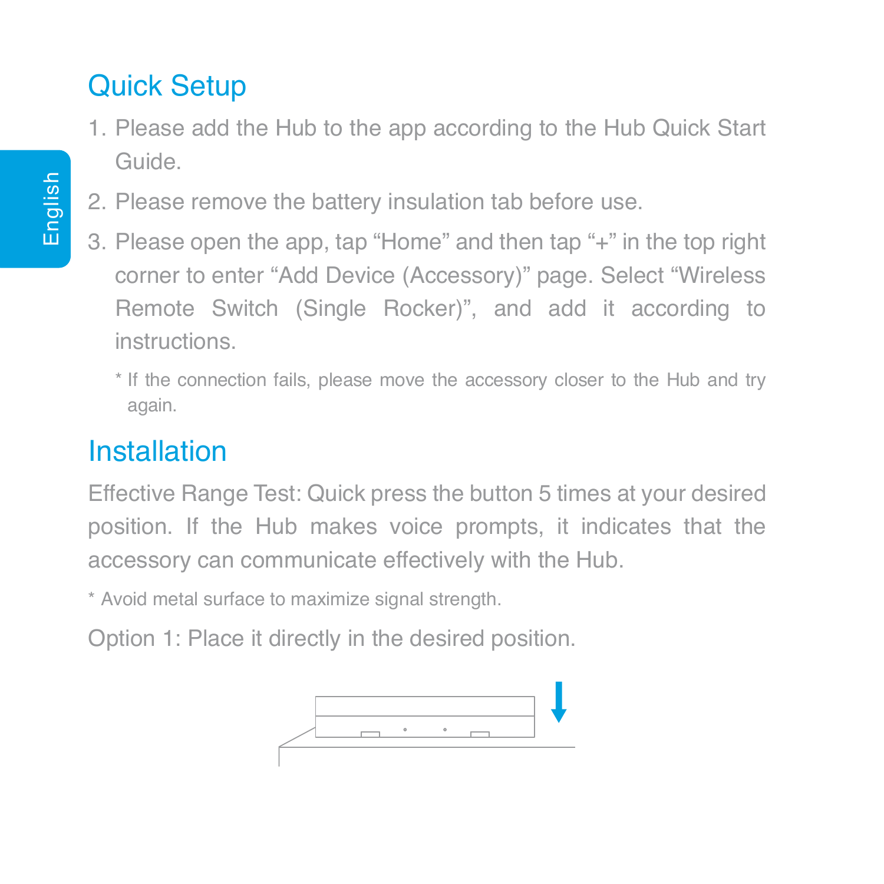## Quick Setup

1. Please add the Hub to the app according to the Hub Quick Start Guide.
2. Please remove the battery insulation tab before use.
3. Please open the app, tap “Home” and then tap “+” in the top right corner to enter “Add Device (Accessory)” page. Select “Wireless Remote Switch (Single Rocker)”, and add it according to instructions.

   * If the connection fails, please move the accessory closer to the Hub and try again.

## Installation

Effective Range Test: Quick press the button 5 times at your desired position. If the Hub makes voice prompts, it indicates that the accessory can communicate effectively with the Hub.

* Avoid metal surface to maximize signal strength.

Option 1: Place it directly in the desired position.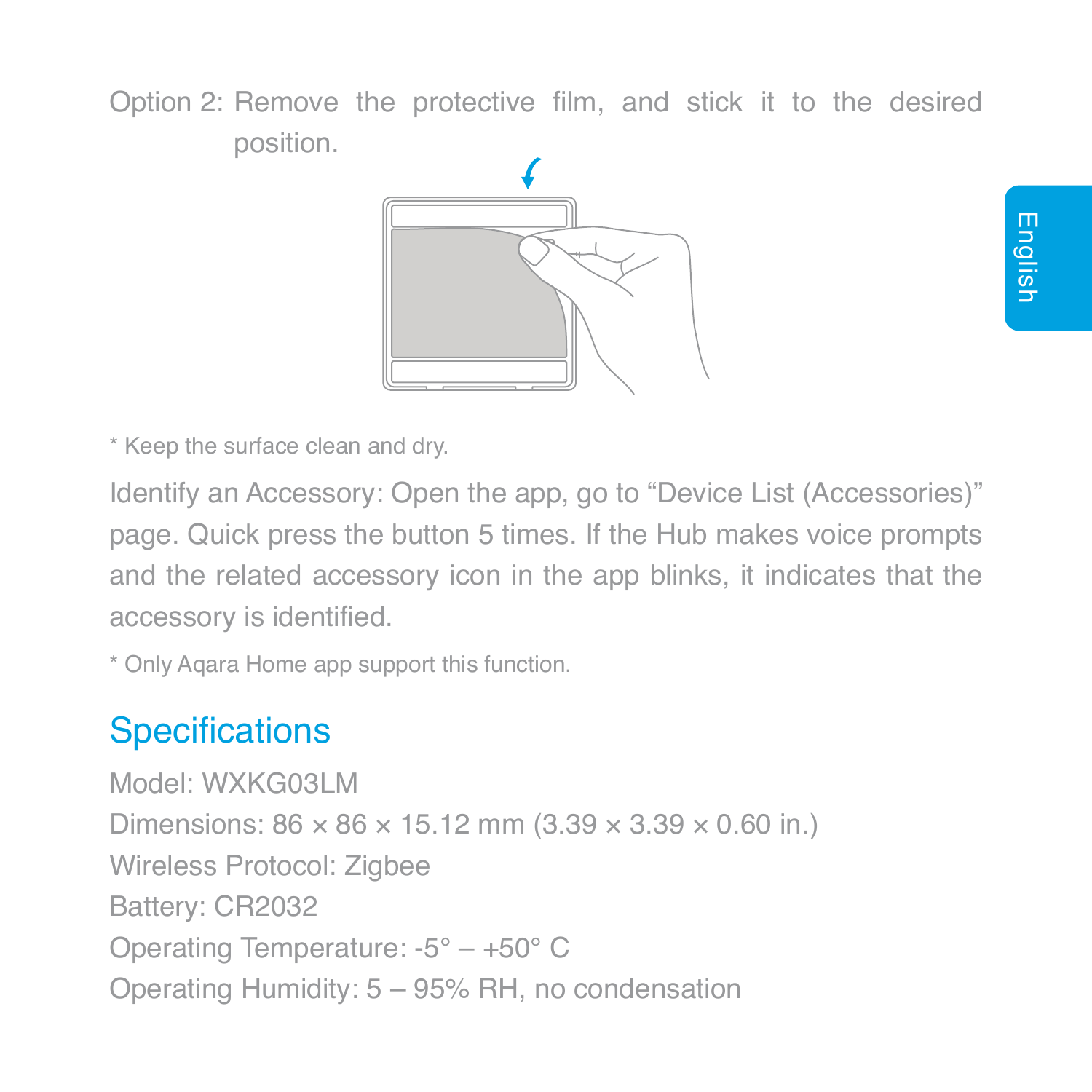Option 2: Remove the protective film, and stick it to the desired position.

* Keep the surface clean and dry.

Identify an Accessory: Open the app, go to “Device List (Accessories)” page. Quick press the button 5 times. If the Hub makes voice prompts and the related accessory icon in the app blinks, it indicates that the accessory is identified.

* Only Aqara Home app support this function.

## Specifications

Model: WXKG03LM

Dimensions: 86 × 86 × 15.12 mm (3.39 × 3.39 × 0.60 in.)

Wireless Protocol: Zigbee

Battery: CR2032

Operating Temperature: -5° – +50° C

Operating Humidity: 5 – 95% RH, no condensation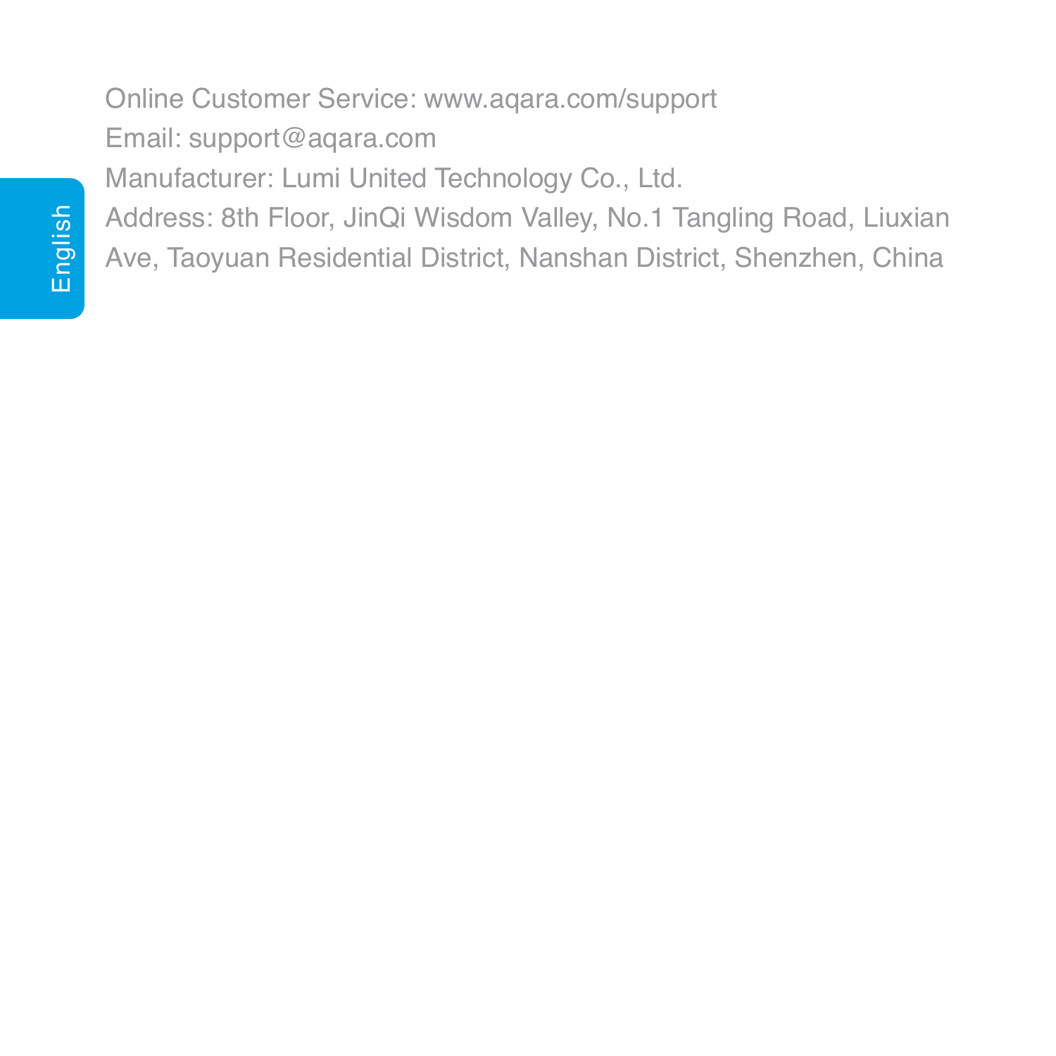Online Customer Service: www.aqara.com/support

Email: support@aqara.com

Manufacturer: Lumi United Technology Co., Ltd.

Address: 8th Floor, JinQi Wisdom Valley, No.1 Tangling Road, Liuxian Ave, Taoyuan Residential District, Nanshan District, Shenzhen, China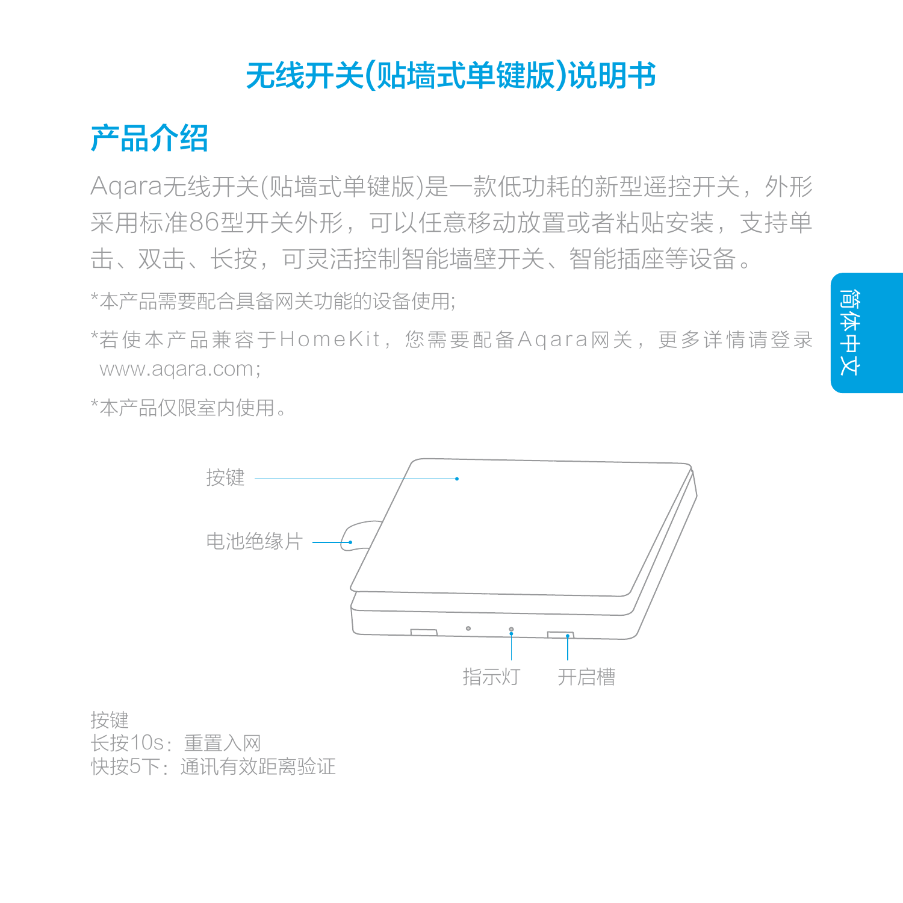# 无线开关(贴墙式单键版)说明书

## 产品介绍

Aqara无线开关(贴墙式单键版)是一款低功耗的新型遥控开关，外形采用标准86型开关外形，可以任意移动放置或者粘贴安装，支持单击、双击、长按，可灵活控制智能墙壁开关、智能插座等设备。

*本产品需要配合具备网关功能的设备使用;

*若使本产品兼容于HomeKit，您需要配备Aqara网关，更多详情请登录 www.aqara.com;

*本产品仅限室内使用。

按键

电池绝缘片

指示灯

开启槽

按键
长按10s：重置入网
快按5下：通讯有效距离验证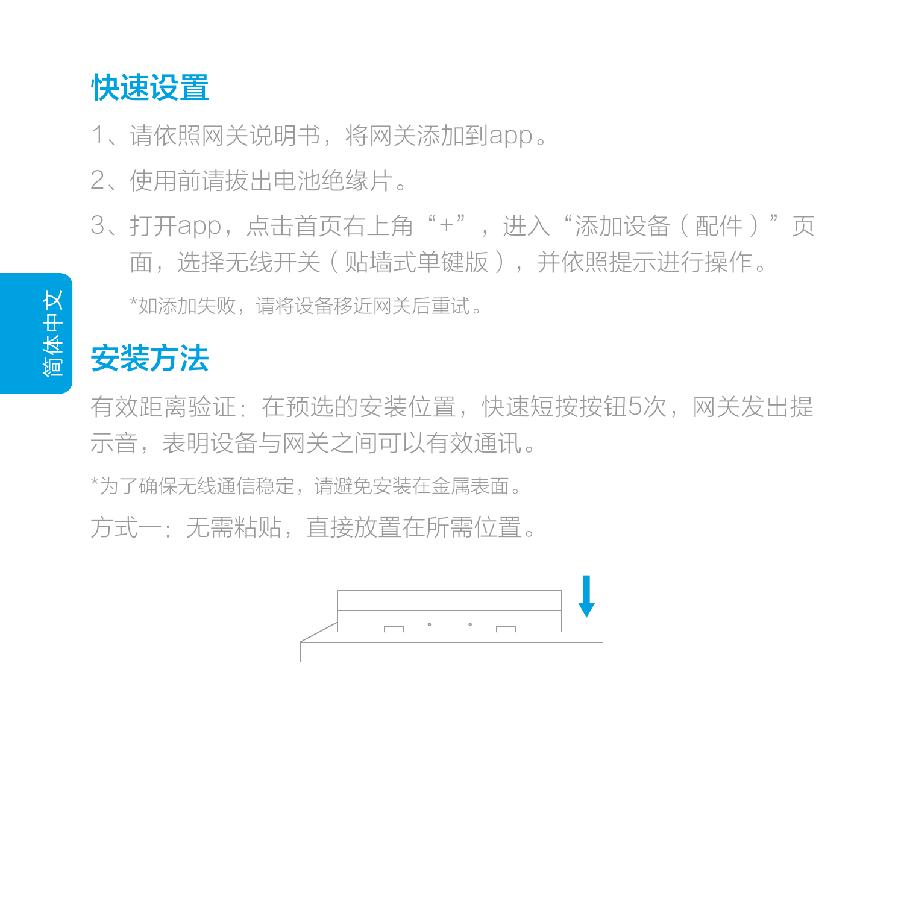## 快速设置

1、请依照网关说明书，将网关添加到app。

2、使用前请拔出电池绝缘片。

3、打开app，点击首页右上角“+”，进入“添加设备（配件）”页面，选择无线开关（贴墙式单键版），并依照提示进行操作。

*如添加失败，请将设备移近网关后重试。

## 安装方法

有效距离验证：在预选的安装位置，快速短按按钮5次，网关发出提示音，表明设备与网关之间可以有效通讯。

*为了确保无线通信稳定，请避免安装在金属表面。

方式一：无需粘贴，直接放置在所需位置。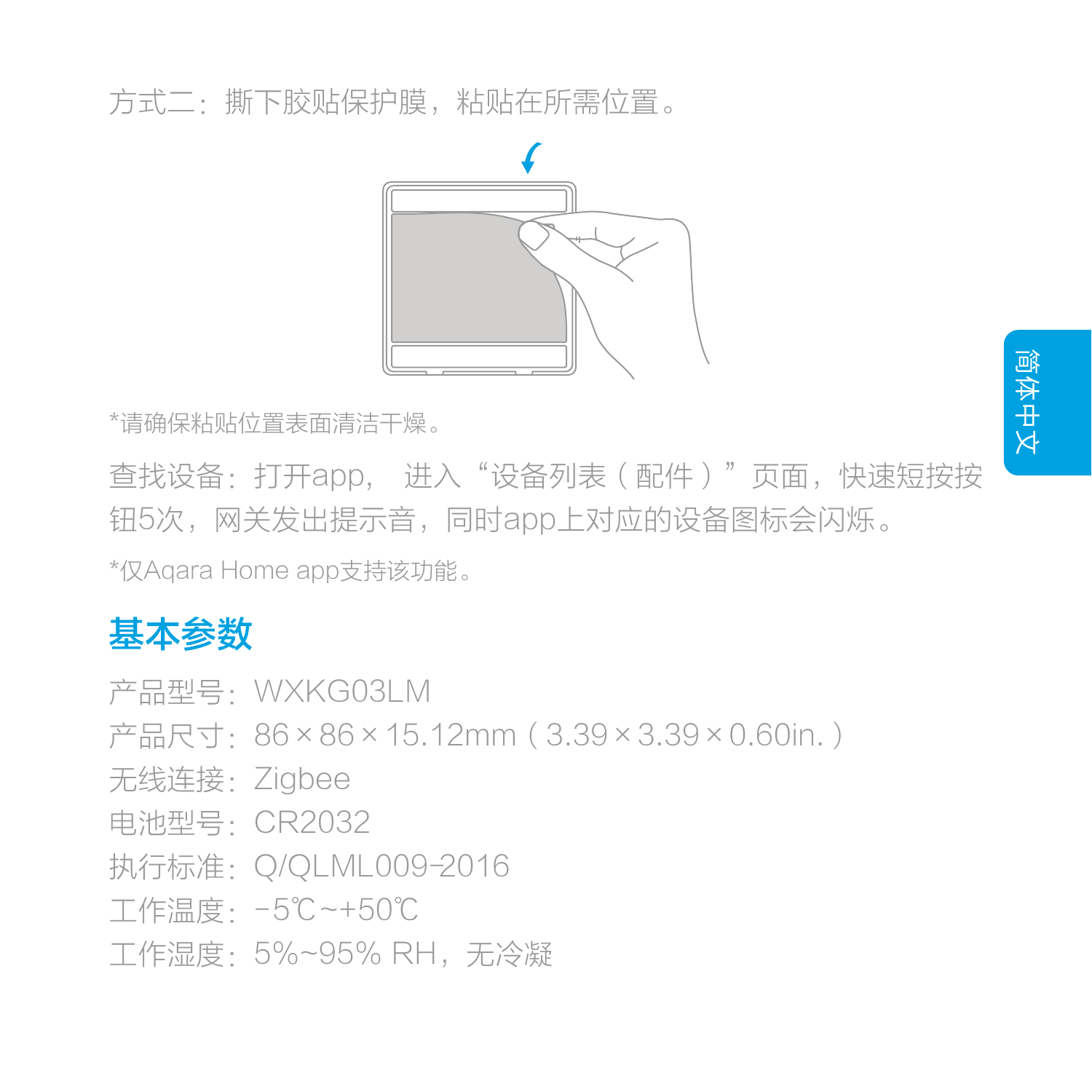方式二：撕下胶贴保护膜，粘贴在所需位置。

*请确保粘贴位置表面清洁干燥。

查找设备：打开app， 进入“设备列表（配件）”页面，快速短按按钮5次，网关发出提示音，同时app上对应的设备图标会闪烁。

*仅Aqara Home app支持该功能。

## 基本参数

产品型号：WXKG03LM

产品尺寸：86×86×15.12mm（3.39×3.39×0.60in.）

无线连接：Zigbee

电池型号：CR2032

执行标准：Q/QLML009-2016

工作温度：-5℃~+50℃

工作湿度：5%~95% RH，无冷凝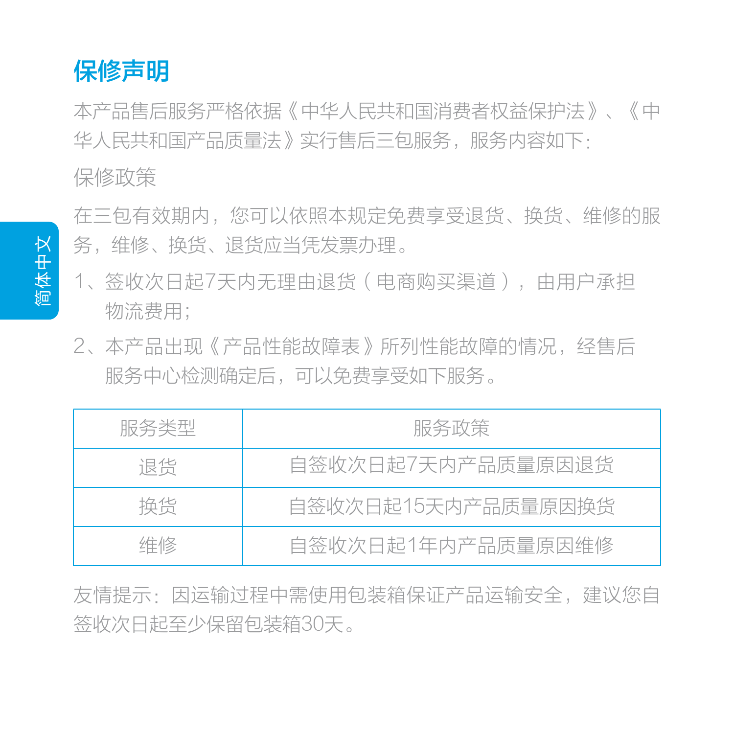# 保修声明

本产品售后服务严格依据《中华人民共和国消费者权益保护法》、《中华人民共和国产品质量法》实行售后三包服务，服务内容如下：

保修政策

在三包有效期内，您可以依照本规定免费享受退货、换货、维修的服务，维修、换货、退货应当凭发票办理。

1、签收次日起7天内无理由退货（电商购买渠道），由用户承担物流费用；

2、本产品出现《产品性能故障表》所列性能故障的情况，经售后服务中心检测确定后，可以免费享受如下服务。

| 服务类型 | 服务政策 |
| --- | --- |
| 退货 | 自签收次日起7天内产品质量原因退货 |
| 换货 | 自签收次日起15天内产品质量原因换货 |
| 维修 | 自签收次日起1年内产品质量原因维修 |

友情提示：因运输过程中需使用包装箱保证产品运输安全，建议您自签收次日起至少保留包装箱30天。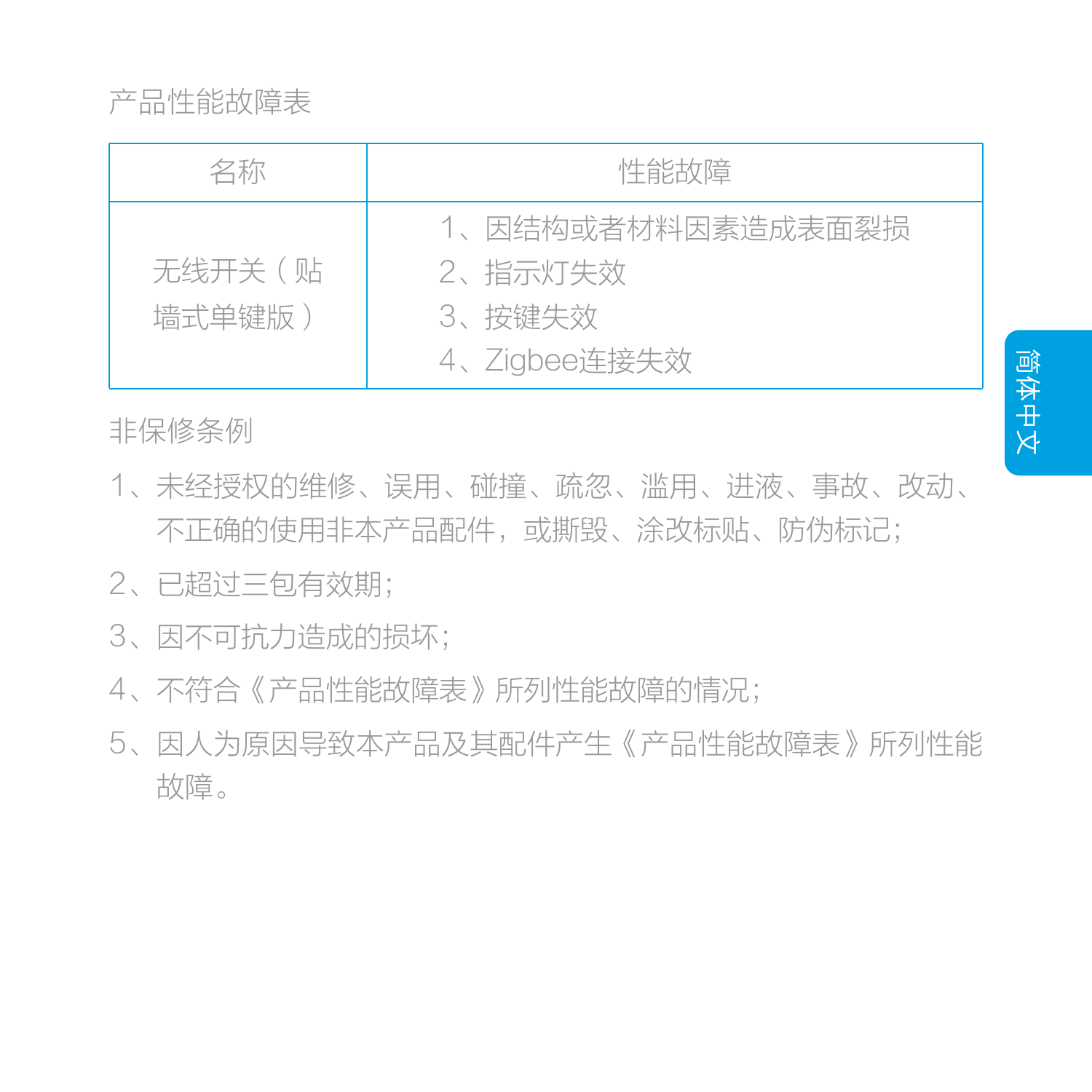## 产品性能故障表

| 名称 | 性能故障 |
| --- | --- |
| 无线开关（贴墙式单键版） | 1、因结构或者材料因素造成表面裂损<br>2、指示灯失效<br>3、按键失效<br>4、Zigbee连接失效 |

## 非保修条例

1、未经授权的维修、误用、碰撞、疏忽、滥用、进液、事故、改动、不正确的使用非本产品配件，或撕毁、涂改标贴、防伪标记；

2、已超过三包有效期；

3、因不可抗力造成的损坏；

4、不符合《产品性能故障表》所列性能故障的情况；

5、因人为原因导致本产品及其配件产生《产品性能故障表》所列性能故障。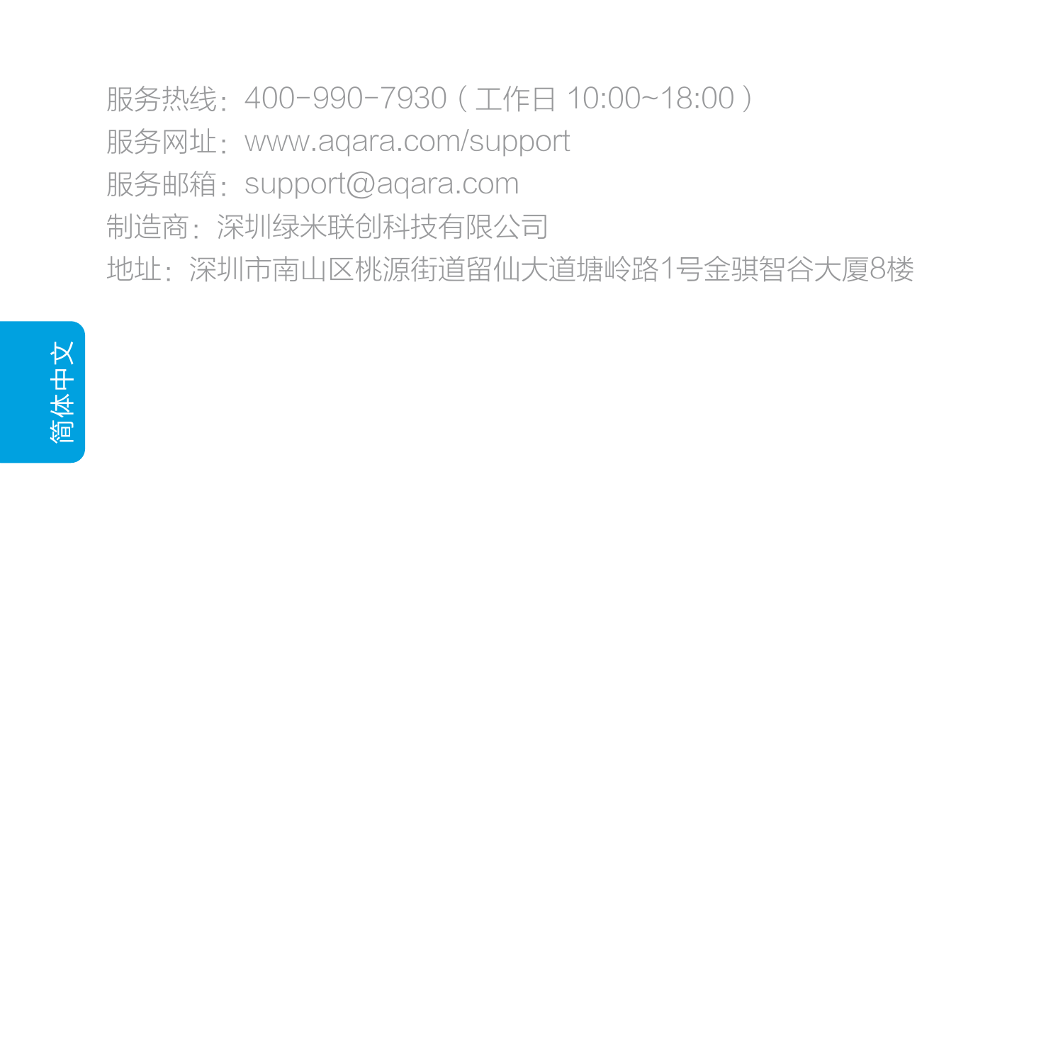服务热线：400-990-7930（工作日 10:00~18:00）

服务网址：www.aqara.com/support

服务邮箱：support@aqara.com

制造商：深圳绿米联创科技有限公司

地址：深圳市南山区桃源街道留仙大道塘岭路1号金骐智谷大厦8楼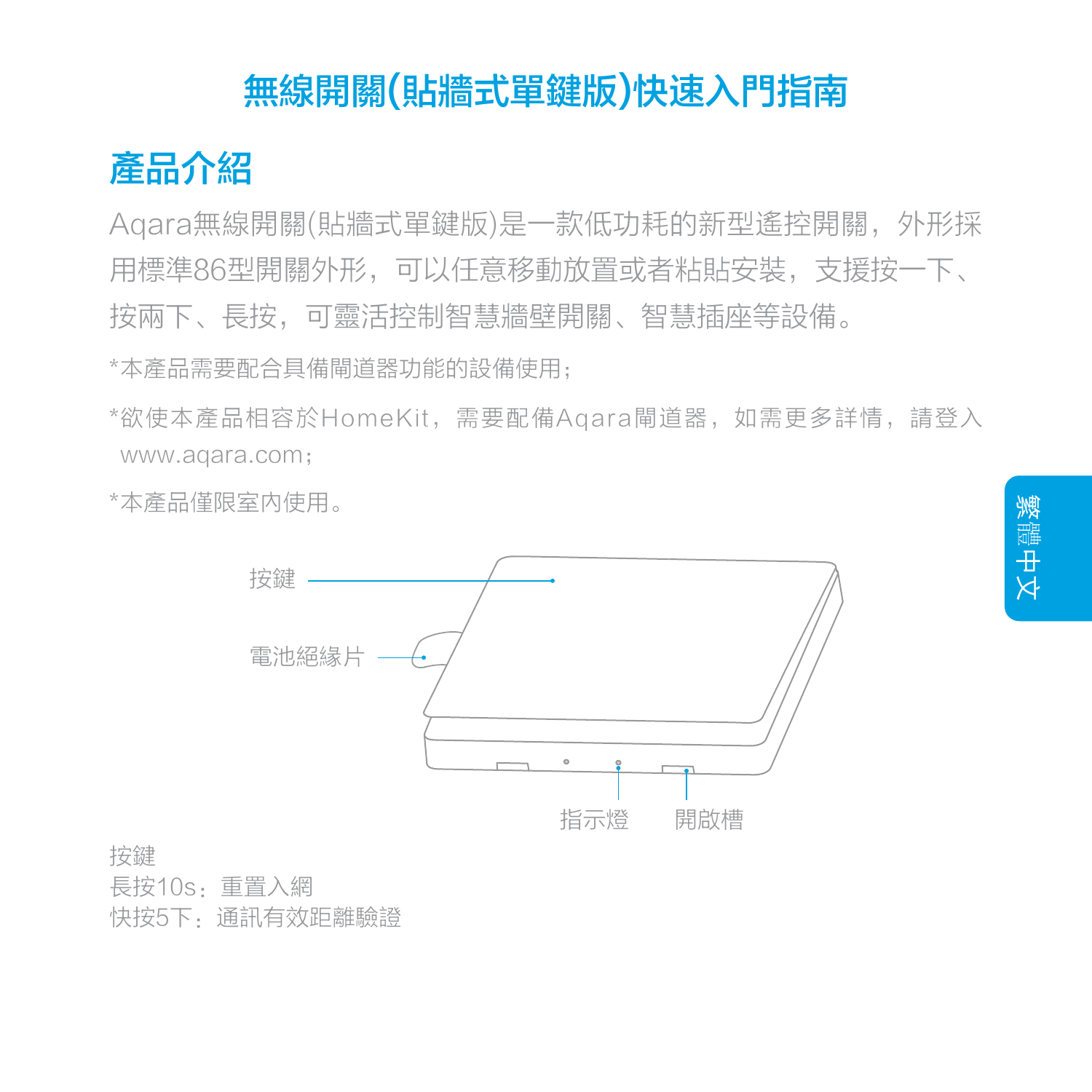# 無線開關(貼牆式單鍵版)快速入門指南

## 產品介紹

Aqara無線開關(貼牆式單鍵版)是一款低功耗的新型遙控開關，外形採用標準86型開關外形，可以任意移動放置或者粘貼安裝，支援按一下、按兩下、長按，可靈活控制智慧牆壁開關、智慧插座等設備。

*本產品需要配合具備閘道器功能的設備使用；

*欲使本產品相容於HomeKit，需要配備Aqara閘道器，如需更多詳情，請登入www.aqara.com；

*本產品僅限室內使用。

按鍵

電池絕緣片

指示燈

開啟槽

按鍵
長按10s：重置入網
快按5下：通訊有效距離驗證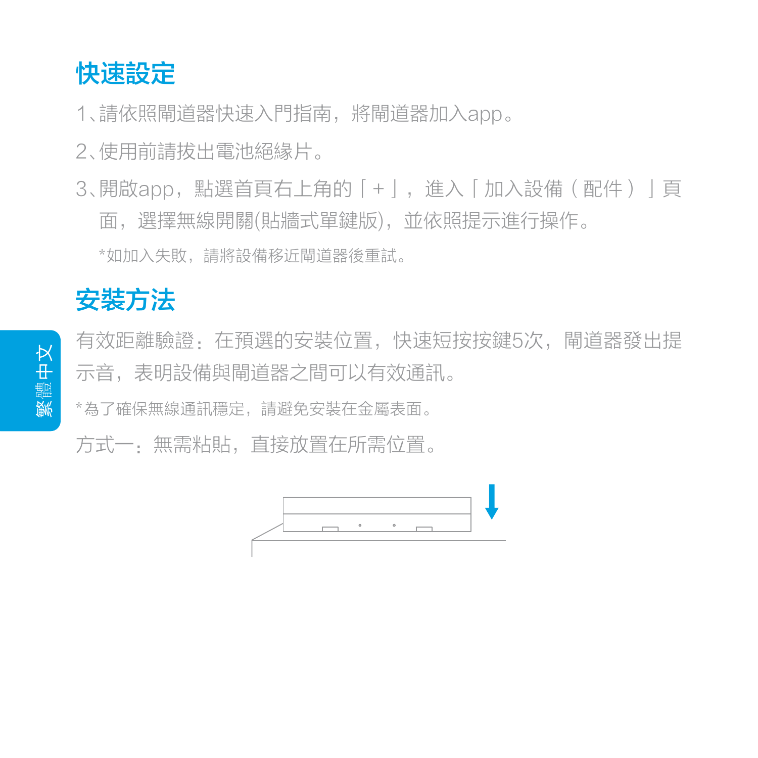## 快速設定

1、請依照閘道器快速入門指南，將閘道器加入app。

2、使用前請拔出電池絕緣片。

3、開啟app，點選首頁右上角的「+」，進入「加入設備（配件）」頁面，選擇無線開關(貼牆式單鍵版)，並依照提示進行操作。

*如加入失敗，請將設備移近閘道器後重試。

## 安裝方法

有效距離驗證：在預選的安裝位置，快速短按按鍵5次，閘道器發出提示音，表明設備與閘道器之間可以有效通訊。

*為了確保無線通訊穩定，請避免安裝在金屬表面。

方式一：無需粘貼，直接放置在所需位置。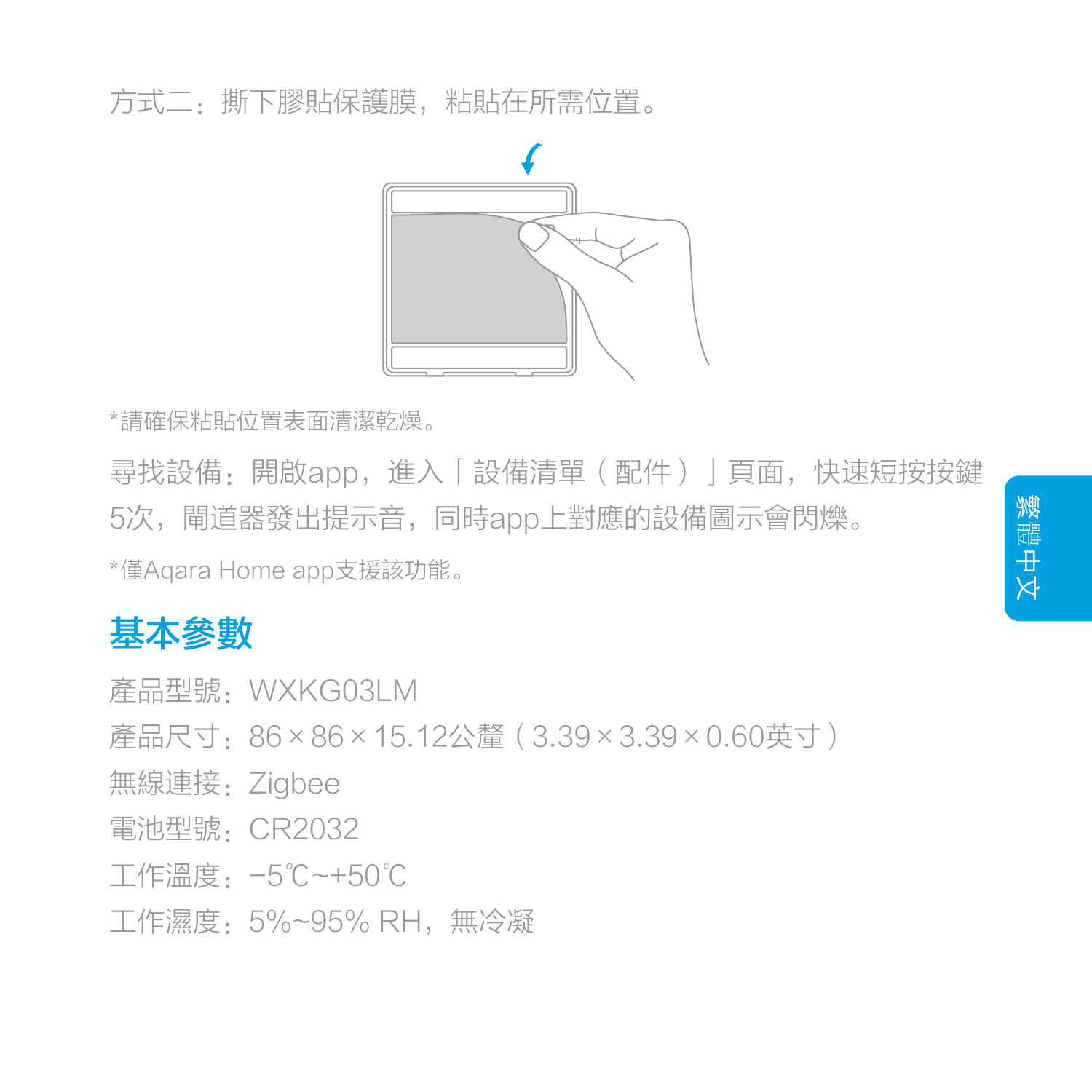方式二：撕下膠貼保護膜，粘貼在所需位置。

*請確保粘貼位置表面清潔乾燥。

尋找設備：開啟app，進入「設備清單（配件）」頁面，快速短按按鍵5次，閘道器發出提示音，同時app上對應的設備圖示會閃爍。

*僅Aqara Home app支援該功能。

## 基本參數

產品型號：WXKG03LM

產品尺寸：86 × 86 × 15.12公釐（3.39 × 3.39 × 0.60英寸）

無線連接：Zigbee

電池型號：CR2032

工作溫度：-5℃~+50℃

工作濕度：5%~95% RH，無冷凝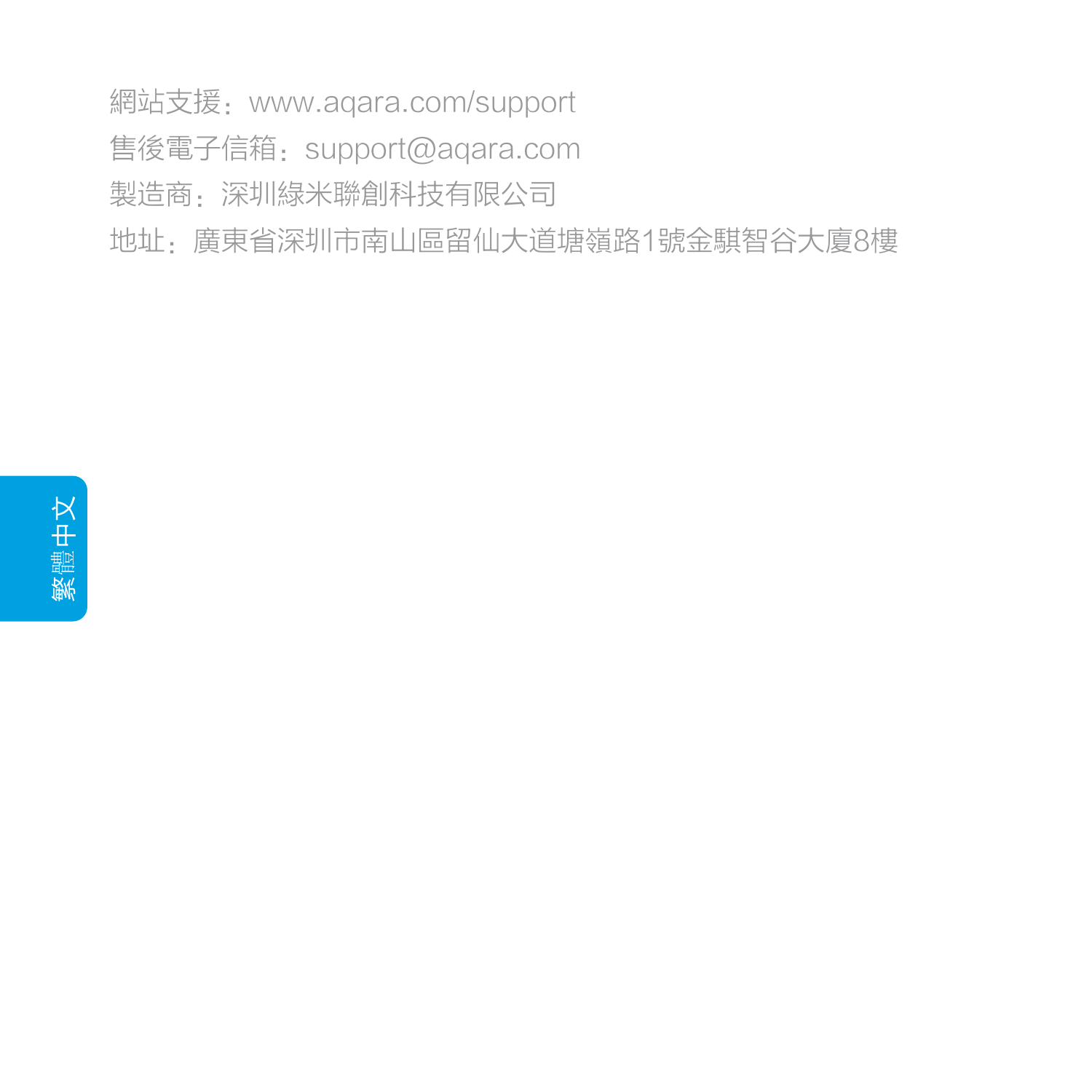網站支援：www.aqara.com/support

售後電子信箱：support@aqara.com

製造商：深圳綠米聯創科技有限公司

地址：廣東省深圳市南山區留仙大道塘嶺路1號金騏智谷大廈8樓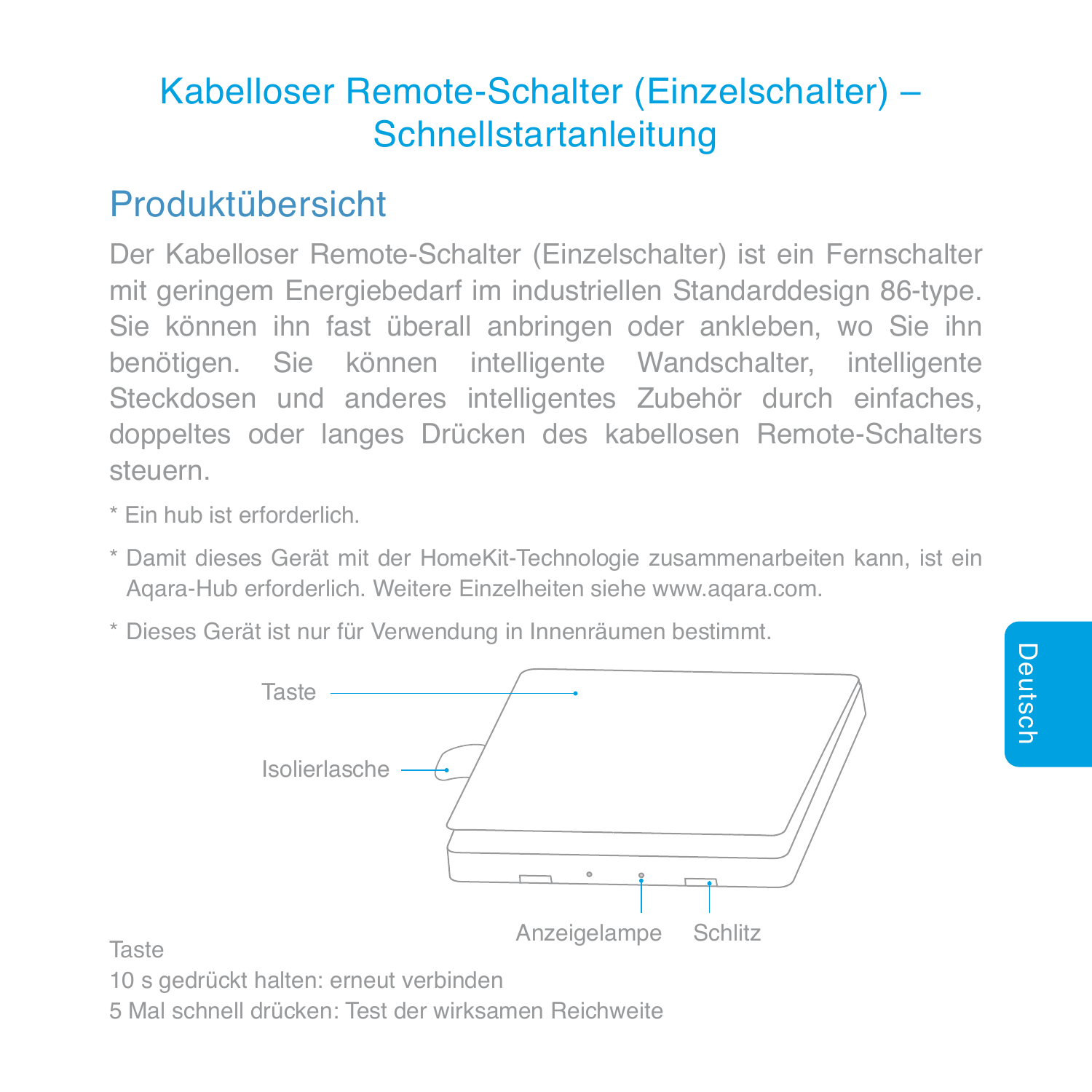# Kabelloser Remote-Schalter (Einzelschalter) – Schnellstartanleitung

## Produktübersicht

Der Kabelloser Remote-Schalter (Einzelschalter) ist ein Fernschalter mit geringem Energiebedarf im industriellen Standarddesign 86-type. Sie können ihn fast überall anbringen oder ankleben, wo Sie ihn benötigen. Sie können intelligente Wandschalter, intelligente Steckdosen und anderes intelligentes Zubehör durch einfaches, doppeltes oder langes Drücken des kabellosen Remote-Schalters steuern.

* Ein hub ist erforderlich.

* Damit dieses Gerät mit der HomeKit-Technologie zusammenarbeiten kann, ist ein Aqara-Hub erforderlich. Weitere Einzelheiten siehe www.aqara.com.

* Dieses Gerät ist nur für Verwendung in Innenräumen bestimmt.

Taste

Isolierlasche

Anzeigelampe

Schlitz

Taste

10 s gedrückt halten: erneut verbinden

5 Mal schnell drücken: Test der wirksamen Reichweite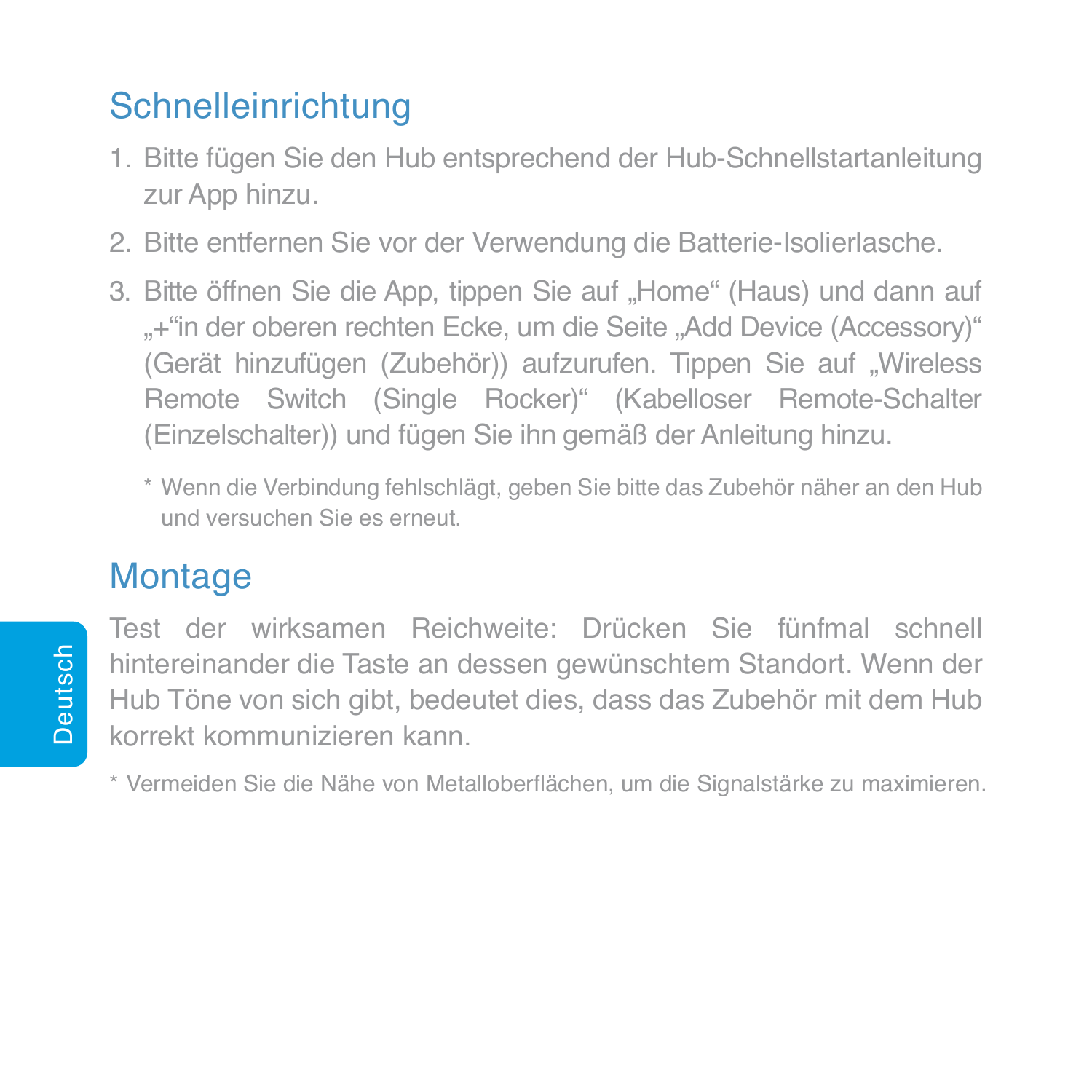## Schnelleinrichtung

1. Bitte fügen Sie den Hub entsprechend der Hub-Schnellstartanleitung zur App hinzu.
2. Bitte entfernen Sie vor der Verwendung die Batterie-Isolierlasche.
3. Bitte öffnen Sie die App, tippen Sie auf „Home" (Haus) und dann auf „+"in der oberen rechten Ecke, um die Seite „Add Device (Accessory)" (Gerät hinzufügen (Zubehör)) aufzurufen. Tippen Sie auf „Wireless Remote Switch (Single Rocker)" (Kabelloser Remote-Schalter (Einzelschalter)) und fügen Sie ihn gemäß der Anleitung hinzu.

   \* Wenn die Verbindung fehlschlägt, geben Sie bitte das Zubehör näher an den Hub und versuchen Sie es erneut.

## Montage

Test der wirksamen Reichweite: Drücken Sie fünfmal schnell hintereinander die Taste an dessen gewünschtem Standort. Wenn der Hub Töne von sich gibt, bedeutet dies, dass das Zubehör mit dem Hub korrekt kommunizieren kann.

\* Vermeiden Sie die Nähe von Metalloberflächen, um die Signalstärke zu maximieren.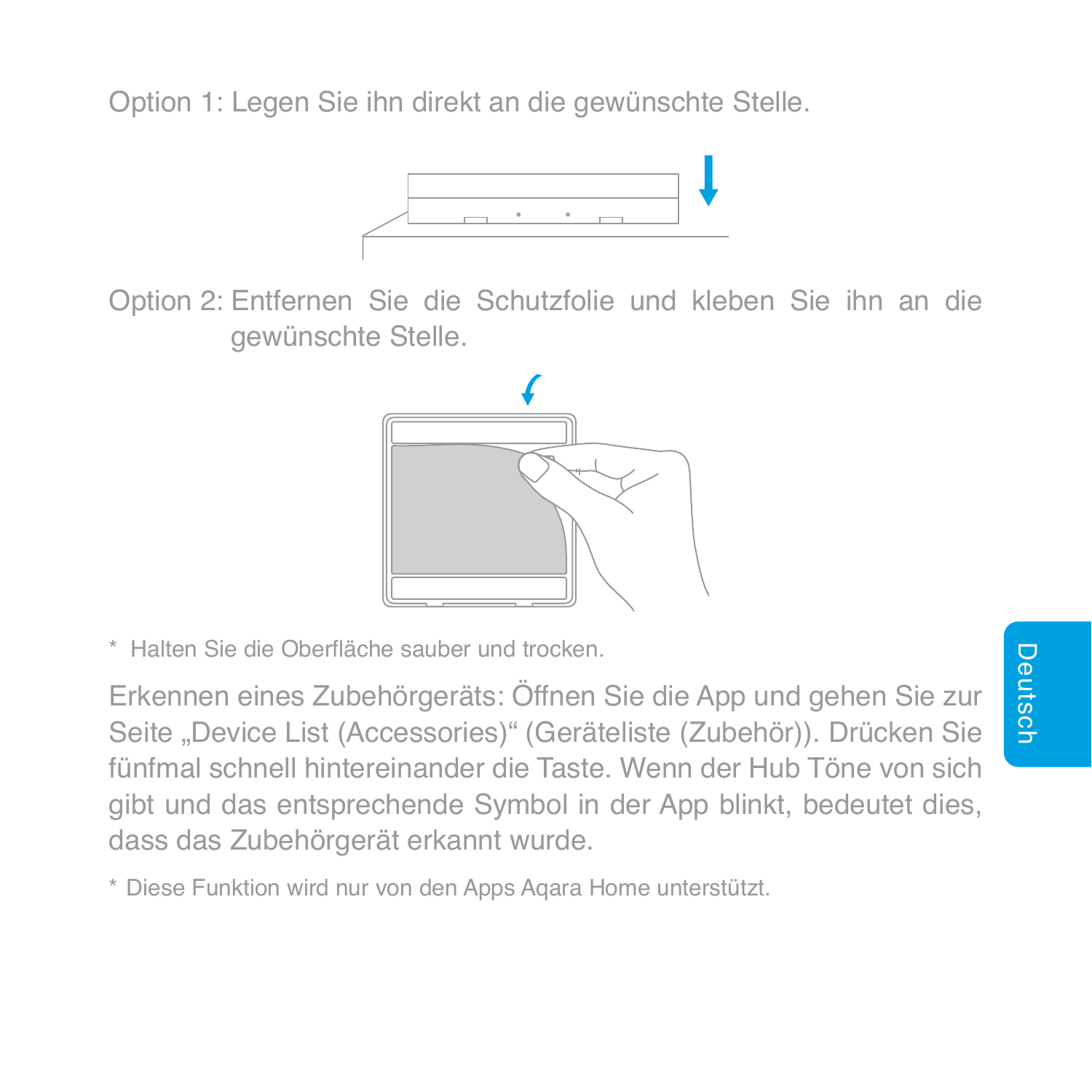Option 1: Legen Sie ihn direkt an die gewünschte Stelle.

Option 2: Entfernen Sie die Schutzfolie und kleben Sie ihn an die gewünschte Stelle.

* Halten Sie die Oberfläche sauber und trocken.

Erkennen eines Zubehörgeräts: Öffnen Sie die App und gehen Sie zur Seite „Device List (Accessories)“ (Geräteliste (Zubehör)). Drücken Sie fünfmal schnell hintereinander die Taste. Wenn der Hub Töne von sich gibt und das entsprechende Symbol in der App blinkt, bedeutet dies, dass das Zubehörgerät erkannt wurde.

* Diese Funktion wird nur von den Apps Aqara Home unterstützt.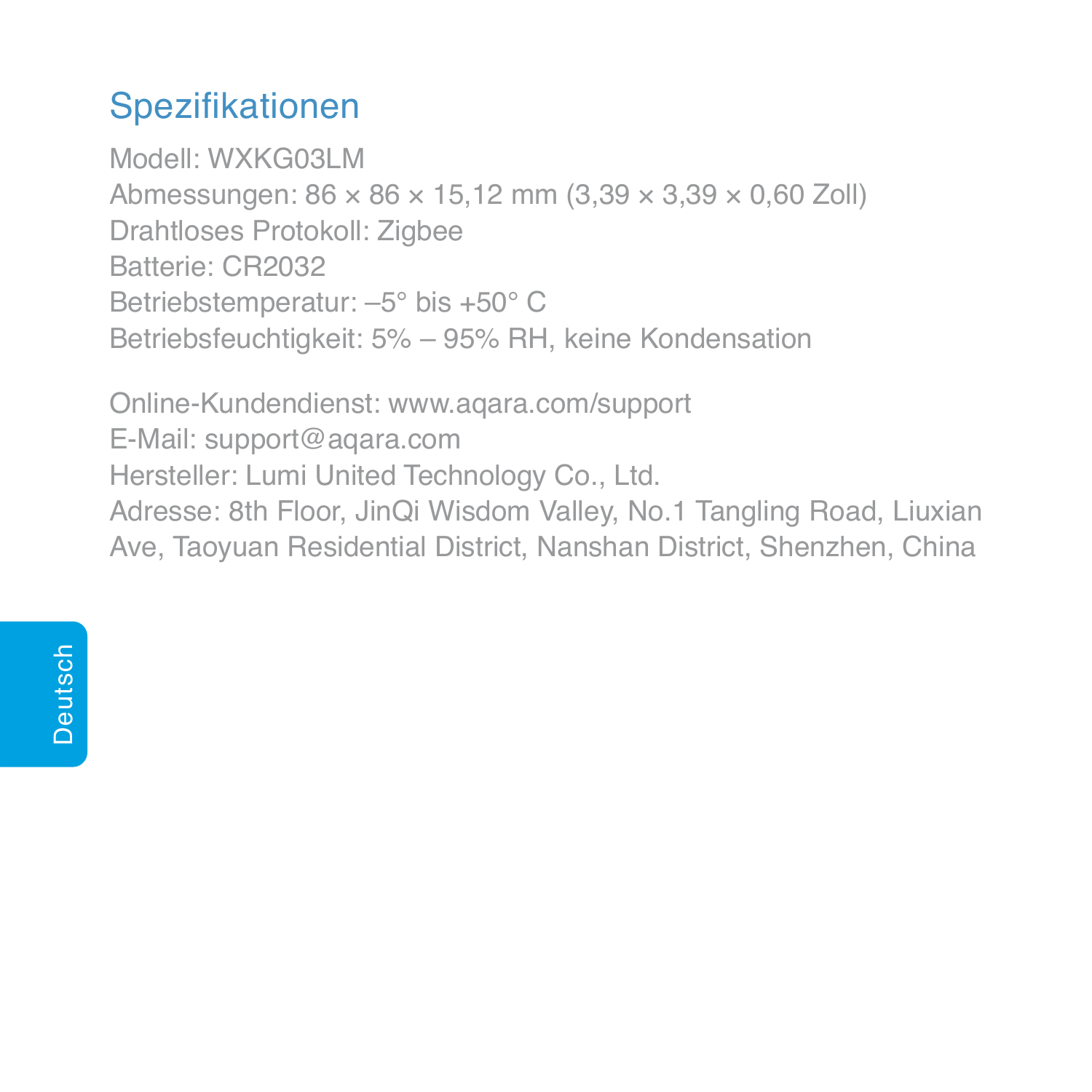## Spezifikationen

Modell: WXKG03LM
Abmessungen: 86 × 86 × 15,12 mm (3,39 × 3,39 × 0,60 Zoll)
Drahtloses Protokoll: Zigbee
Batterie: CR2032
Betriebstemperatur: –5° bis +50° C
Betriebsfeuchtigkeit: 5% – 95% RH, keine Kondensation

Online-Kundendienst: www.aqara.com/support
E-Mail: support@aqara.com
Hersteller: Lumi United Technology Co., Ltd.
Adresse: 8th Floor, JinQi Wisdom Valley, No.1 Tangling Road, Liuxian Ave, Taoyuan Residential District, Nanshan District, Shenzhen, China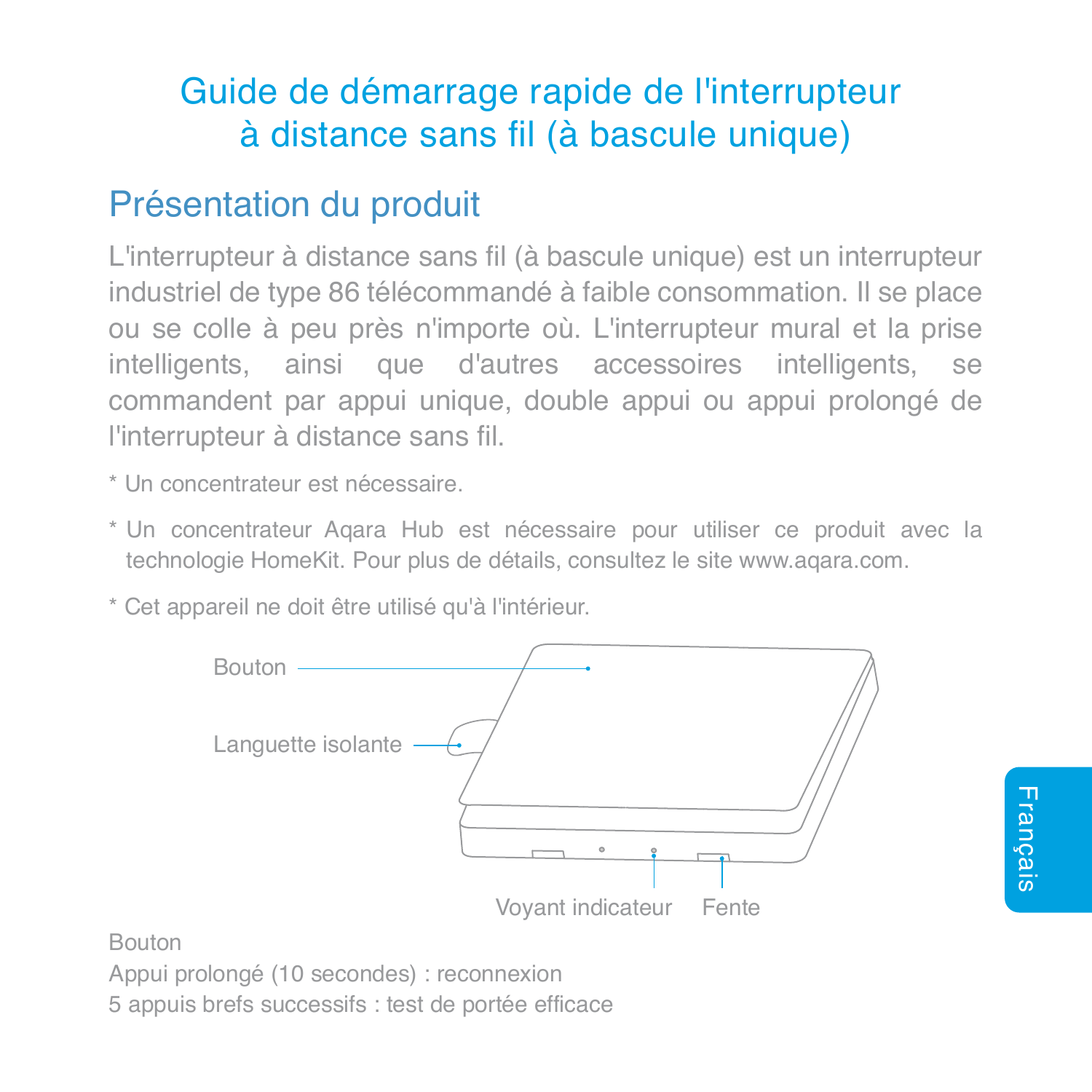# Guide de démarrage rapide de l'interrupteur à distance sans fil (à bascule unique)

## Présentation du produit

L'interrupteur à distance sans fil (à bascule unique) est un interrupteur industriel de type 86 télécommandé à faible consommation. Il se place ou se colle à peu près n'importe où. L'interrupteur mural et la prise intelligents, ainsi que d'autres accessoires intelligents, se commandent par appui unique, double appui ou appui prolongé de l'interrupteur à distance sans fil.

* Un concentrateur est nécessaire.

* Un concentrateur Aqara Hub est nécessaire pour utiliser ce produit avec la technologie HomeKit. Pour plus de détails, consultez le site www.aqara.com.

* Cet appareil ne doit être utilisé qu'à l'intérieur.

Bouton

Languette isolante

Voyant indicateur

Fente

Bouton

Appui prolongé (10 secondes) : reconnexion

5 appuis brefs successifs : test de portée efficace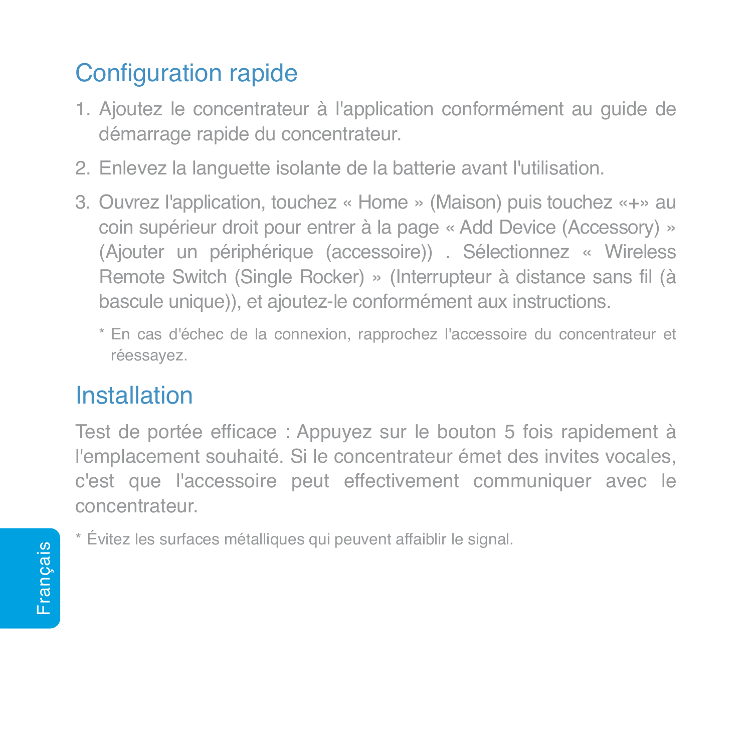## Configuration rapide

1. Ajoutez le concentrateur à l'application conformément au guide de démarrage rapide du concentrateur.
2. Enlevez la languette isolante de la batterie avant l'utilisation.
3. Ouvrez l'application, touchez « Home » (Maison) puis touchez «+» au coin supérieur droit pour entrer à la page « Add Device (Accessory) » (Ajouter un périphérique (accessoire)) . Sélectionnez « Wireless Remote Switch (Single Rocker) » (Interrupteur à distance sans fil (à bascule unique)), et ajoutez-le conformément aux instructions.

   * En cas d'échec de la connexion, rapprochez l'accessoire du concentrateur et réessayez.

## Installation

Test de portée efficace : Appuyez sur le bouton 5 fois rapidement à l'emplacement souhaité. Si le concentrateur émet des invites vocales, c'est que l'accessoire peut effectivement communiquer avec le concentrateur.

* Évitez les surfaces métalliques qui peuvent affaiblir le signal.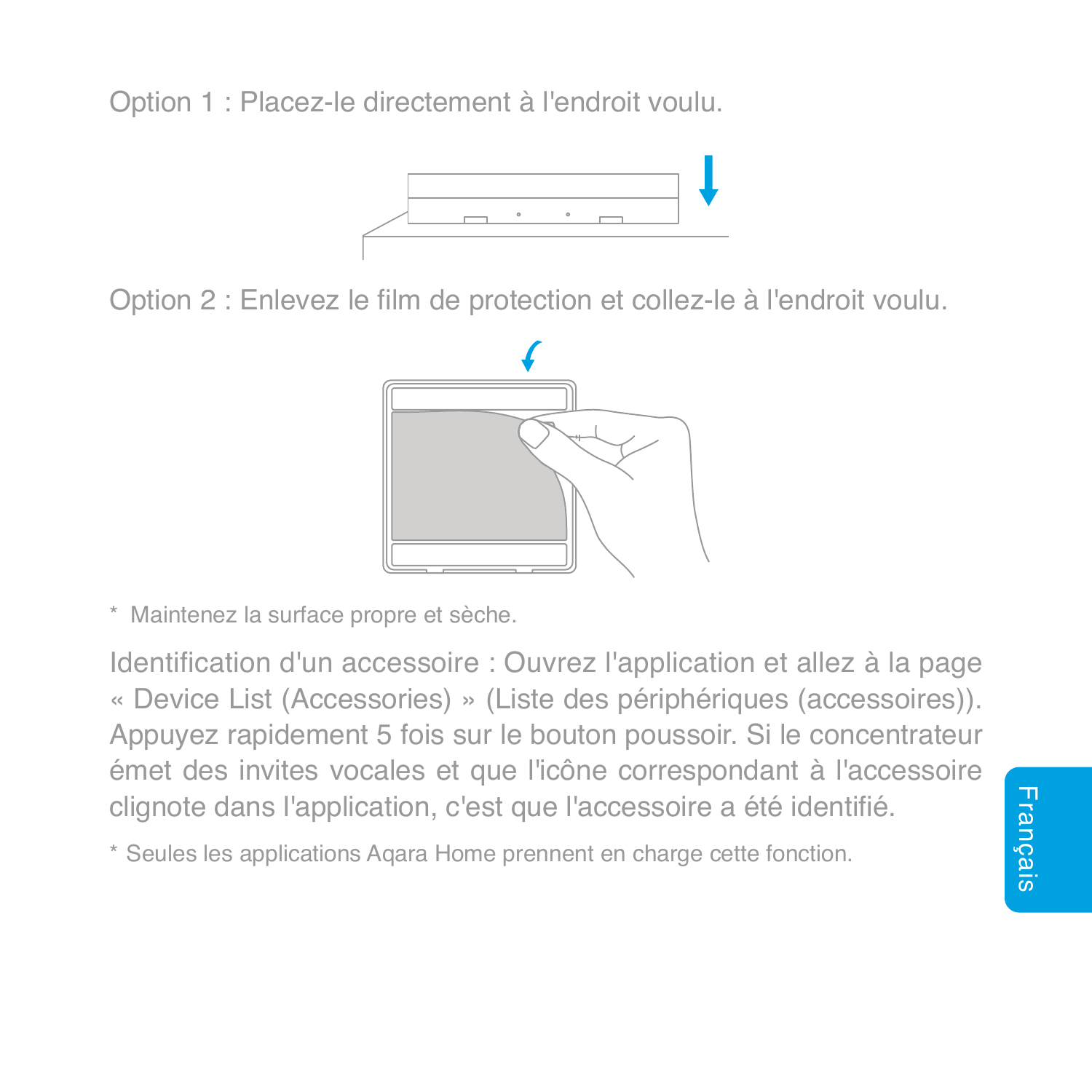Option 1 : Placez-le directement à l'endroit voulu.

Option 2 : Enlevez le film de protection et collez-le à l'endroit voulu.

*  Maintenez la surface propre et sèche.

Identification d'un accessoire : Ouvrez l'application et allez à la page « Device List (Accessories) » (Liste des périphériques (accessoires)). Appuyez rapidement 5 fois sur le bouton poussoir. Si le concentrateur émet des invites vocales et que l'icône correspondant à l'accessoire clignote dans l'application, c'est que l'accessoire a été identifié.

* Seules les applications Aqara Home prennent en charge cette fonction.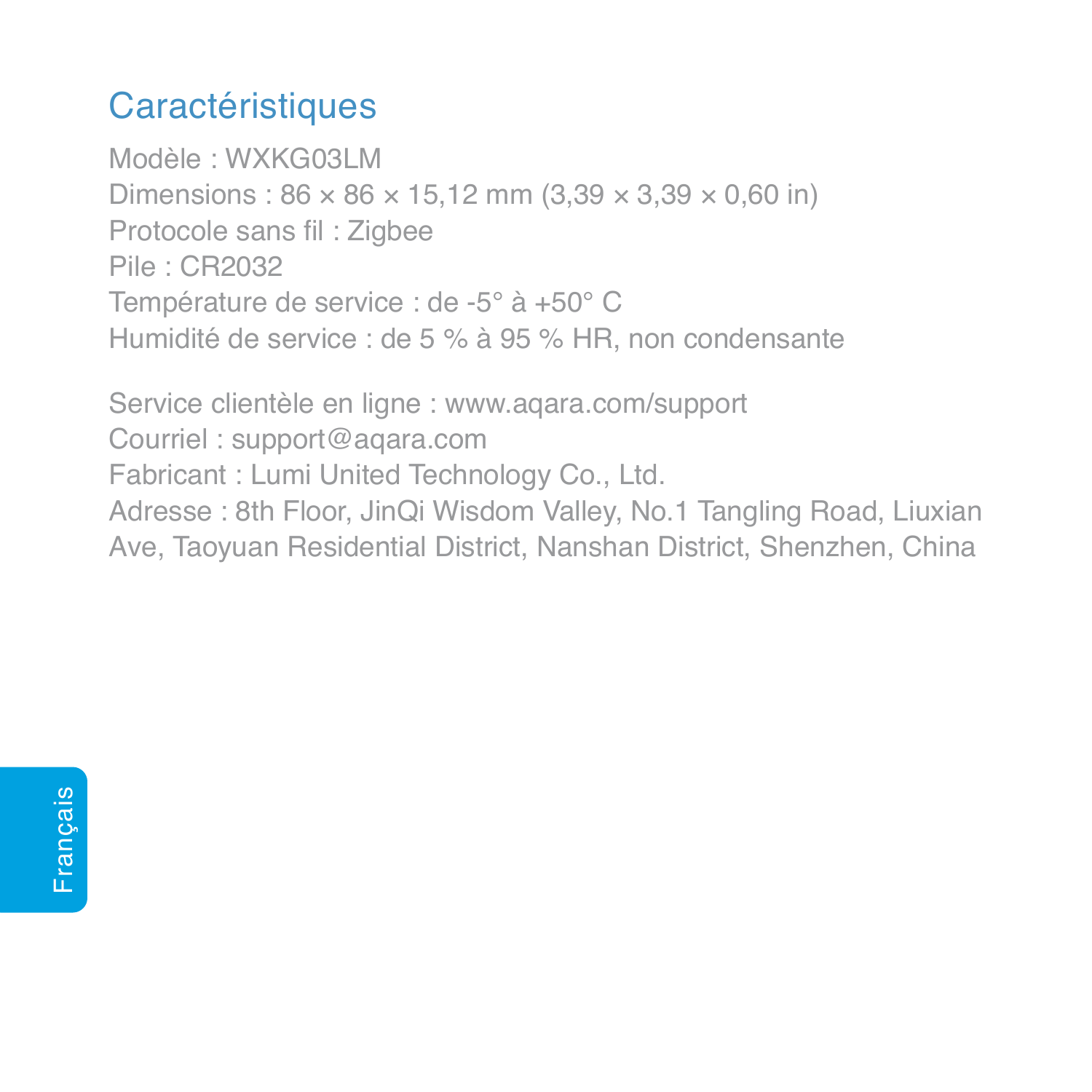## Caractéristiques

Modèle : WXKG03LM
Dimensions : 86 × 86 × 15,12 mm (3,39 × 3,39 × 0,60 in)
Protocole sans fil : Zigbee
Pile : CR2032
Température de service : de -5° à +50° C
Humidité de service : de 5 % à 95 % HR, non condensante

Service clientèle en ligne : www.aqara.com/support
Courriel : support@aqara.com
Fabricant : Lumi United Technology Co., Ltd.
Adresse : 8th Floor, JinQi Wisdom Valley, No.1 Tangling Road, Liuxian Ave, Taoyuan Residential District, Nanshan District, Shenzhen, China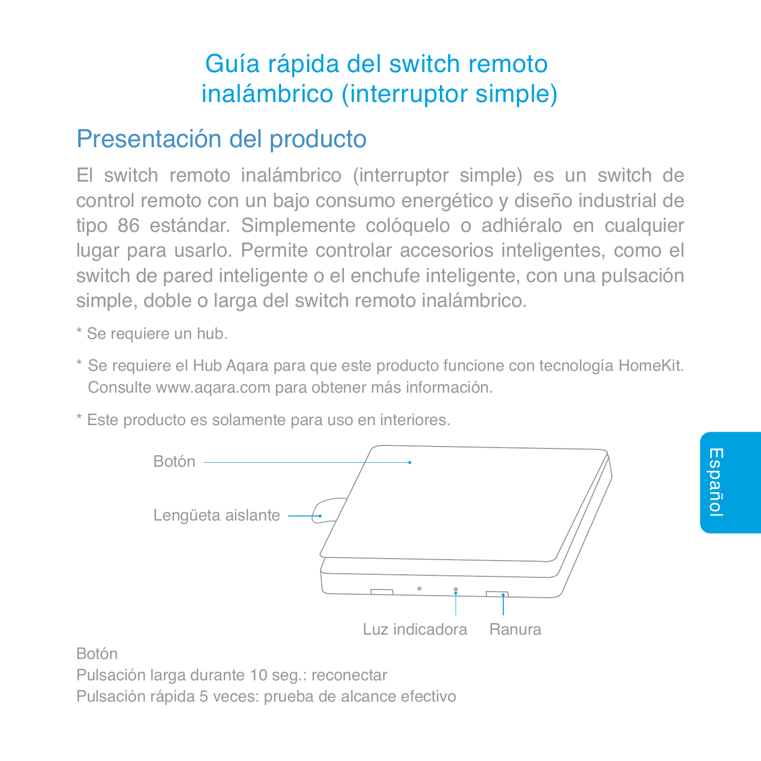# Guía rápida del switch remoto inalámbrico (interruptor simple)

## Presentación del producto

El switch remoto inalámbrico (interruptor simple) es un switch de control remoto con un bajo consumo energético y diseño industrial de tipo 86 estándar. Simplemente colóquelo o adhiéralo en cualquier lugar para usarlo. Permite controlar accesorios inteligentes, como el switch de pared inteligente o el enchufe inteligente, con una pulsación simple, doble o larga del switch remoto inalámbrico.

* Se requiere un hub.

* Se requiere el Hub Aqara para que este producto funcione con tecnología HomeKit. Consulte www.aqara.com para obtener más información.

* Este producto es solamente para uso en interiores.

Botón

Lengüeta aislante

Luz indicadora

Ranura

Botón
Pulsación larga durante 10 seg.: reconectar
Pulsación rápida 5 veces: prueba de alcance efectivo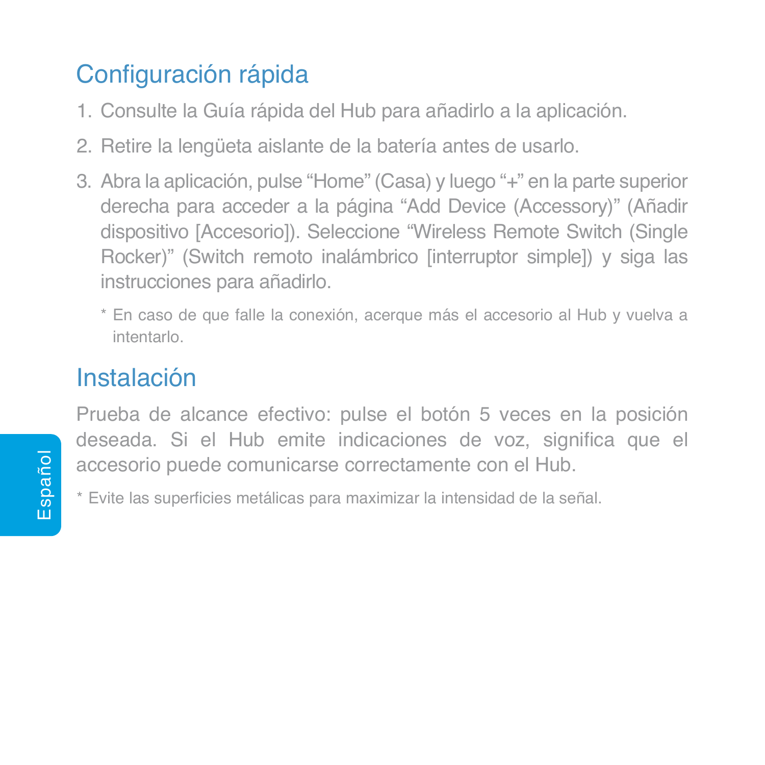## Configuración rápida

1. Consulte la Guía rápida del Hub para añadirlo a la aplicación.
2. Retire la lengüeta aislante de la batería antes de usarlo.
3. Abra la aplicación, pulse "Home" (Casa) y luego "+" en la parte superior derecha para acceder a la página "Add Device (Accessory)" (Añadir dispositivo [Accesorio]). Seleccione "Wireless Remote Switch (Single Rocker)" (Switch remoto inalámbrico [interruptor simple]) y siga las instrucciones para añadirlo.

   \* En caso de que falle la conexión, acerque más el accesorio al Hub y vuelva a intentarlo.

## Instalación

Prueba de alcance efectivo: pulse el botón 5 veces en la posición deseada. Si el Hub emite indicaciones de voz, significa que el accesorio puede comunicarse correctamente con el Hub.

\* Evite las superficies metálicas para maximizar la intensidad de la señal.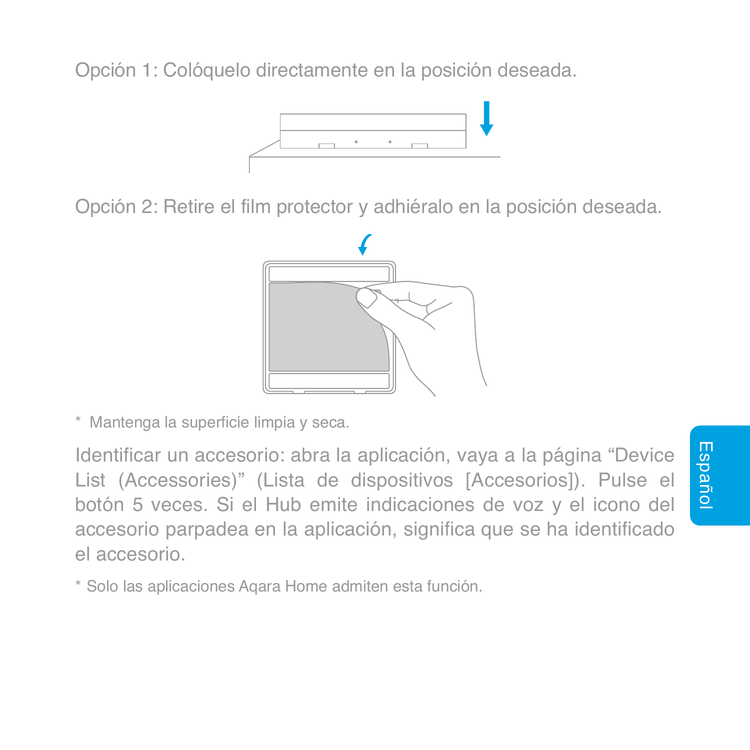Opción 1: Colóquelo directamente en la posición deseada.

Opción 2: Retire el film protector y adhiéralo en la posición deseada.

* Mantenga la superficie limpia y seca.

Identificar un accesorio: abra la aplicación, vaya a la página “Device List (Accessories)” (Lista de dispositivos [Accesorios]). Pulse el botón 5 veces. Si el Hub emite indicaciones de voz y el icono del accesorio parpadea en la aplicación, significa que se ha identificado el accesorio.

* Solo las aplicaciones Aqara Home admiten esta función.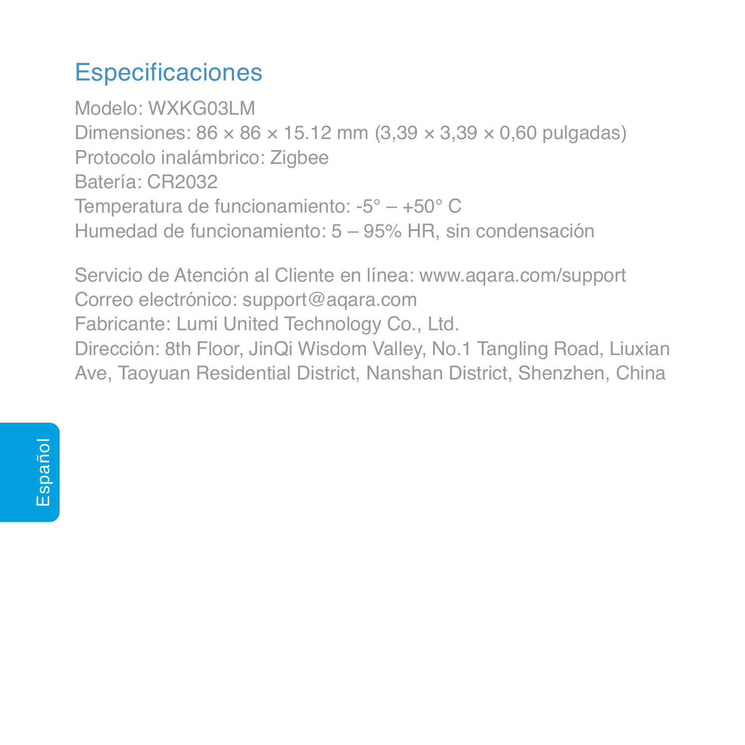## Especificaciones

Modelo: WXKG03LM
Dimensiones: 86 × 86 × 15.12 mm (3,39 × 3,39 × 0,60 pulgadas)
Protocolo inalámbrico: Zigbee
Batería: CR2032
Temperatura de funcionamiento: -5° – +50° C
Humedad de funcionamiento: 5 – 95% HR, sin condensación

Servicio de Atención al Cliente en línea: www.aqara.com/support
Correo electrónico: support@aqara.com
Fabricante: Lumi United Technology Co., Ltd.
Dirección: 8th Floor, JinQi Wisdom Valley, No.1 Tangling Road, Liuxian Ave, Taoyuan Residential District, Nanshan District, Shenzhen, China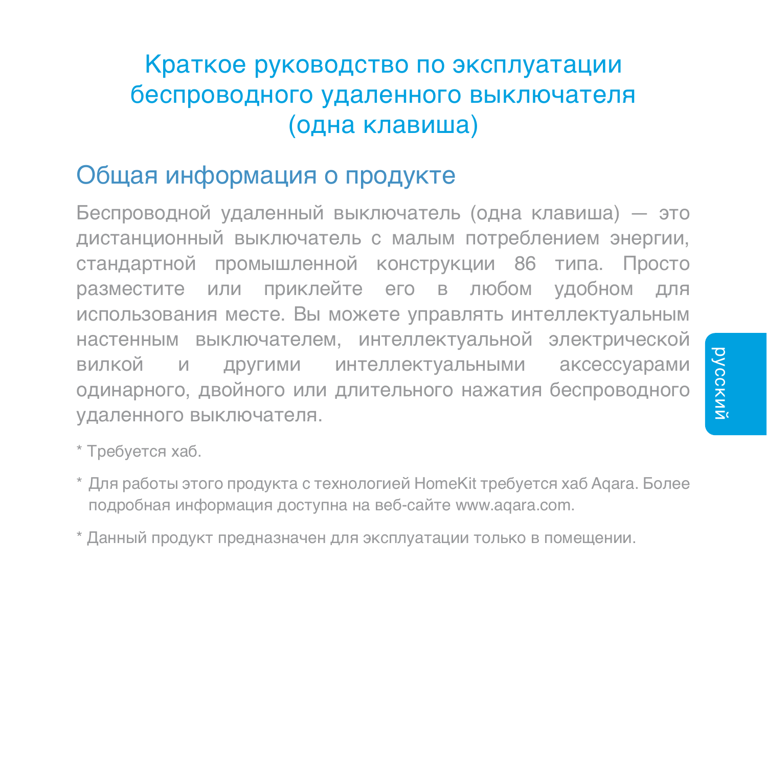# Краткое руководство по эксплуатации беспроводного удаленного выключателя (одна клавиша)

## Общая информация о продукте

Беспроводной удаленный выключатель (одна клавиша) — это дистанционный выключатель с малым потреблением энергии, стандартной промышленной конструкции 86 типа. Просто разместите или приклейте его в любом удобном для использования месте. Вы можете управлять интеллектуальным настенным выключателем, интеллектуальной электрической вилкой и другими интеллектуальными аксессуарами одинарного, двойного или длительного нажатия беспроводного удаленного выключателя.

* Требуется хаб.

* Для работы этого продукта с технологией HomeKit требуется хаб Aqara. Более подробная информация доступна на веб-сайте www.aqara.com.

* Данный продукт предназначен для эксплуатации только в помещении.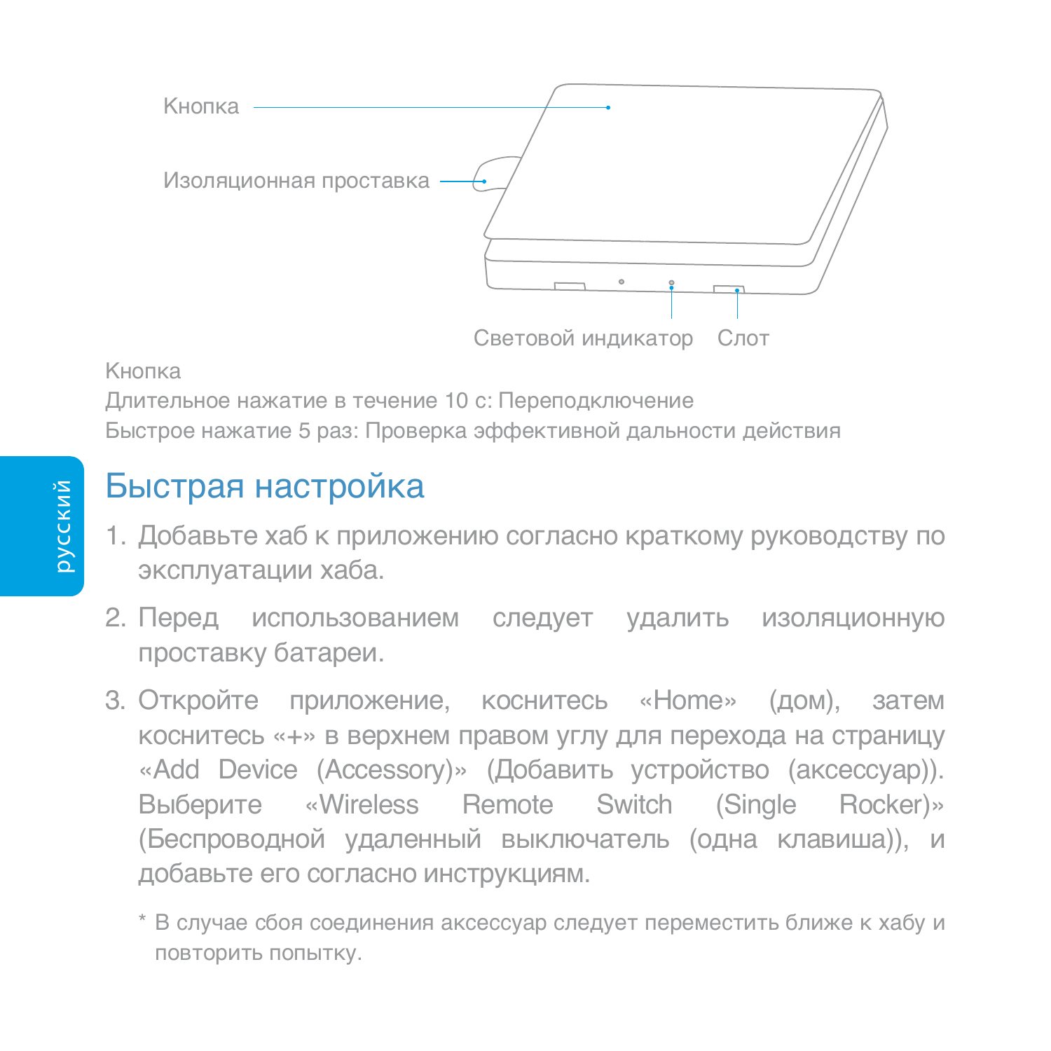Кнопка

Изоляционная проставка

Световой индикатор Слот

Кнопка

Длительное нажатие в течение 10 с: Переподключение

Быстрое нажатие 5 раз: Проверка эффективной дальности действия

## Быстрая настройка

1. Добавьте хаб к приложению согласно краткому руководству по эксплуатации хаба.
2. Перед использованием следует удалить изоляционную проставку батареи.
3. Откройте приложение, коснитесь «Home» (дом), затем коснитесь «+» в верхнем правом углу для перехода на страницу «Add Device (Accessory)» (Добавить устройство (аксессуар)). Выберите «Wireless Remote Switch (Single Rocker)» (Беспроводной удаленный выключатель (одна клавиша)), и добавьте его согласно инструкциям.

   \* В случае сбоя соединения аксессуар следует переместить ближе к хабу и повторить попытку.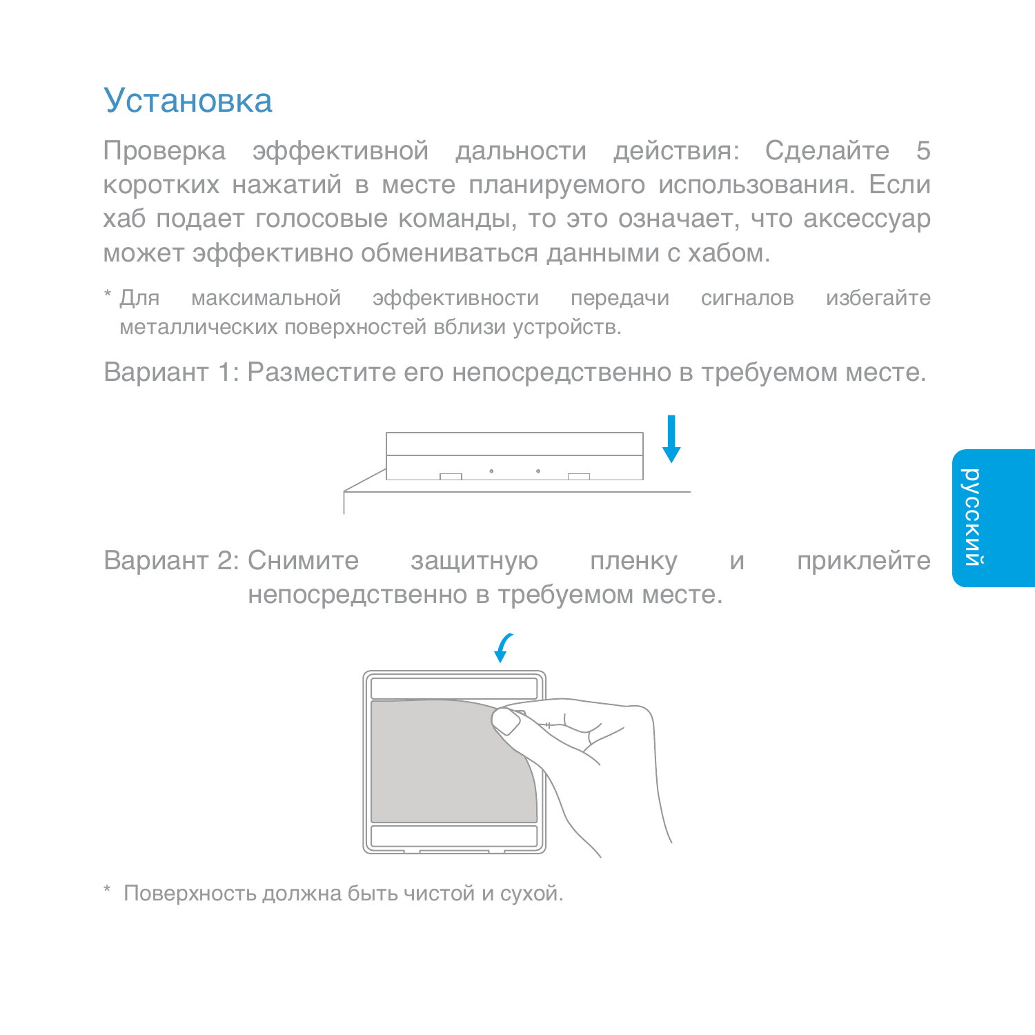# Установка

Проверка эффективной дальности действия: Сделайте 5 коротких нажатий в месте планируемого использования. Если хаб подает голосовые команды, то это означает, что аксессуар может эффективно обмениваться данными с хабом.

* Для максимальной эффективности передачи сигналов избегайте металлических поверхностей вблизи устройств.

Вариант 1: Разместите его непосредственно в требуемом месте.

Вариант 2: Снимите защитную пленку и приклейте непосредственно в требуемом месте.

* Поверхность должна быть чистой и сухой.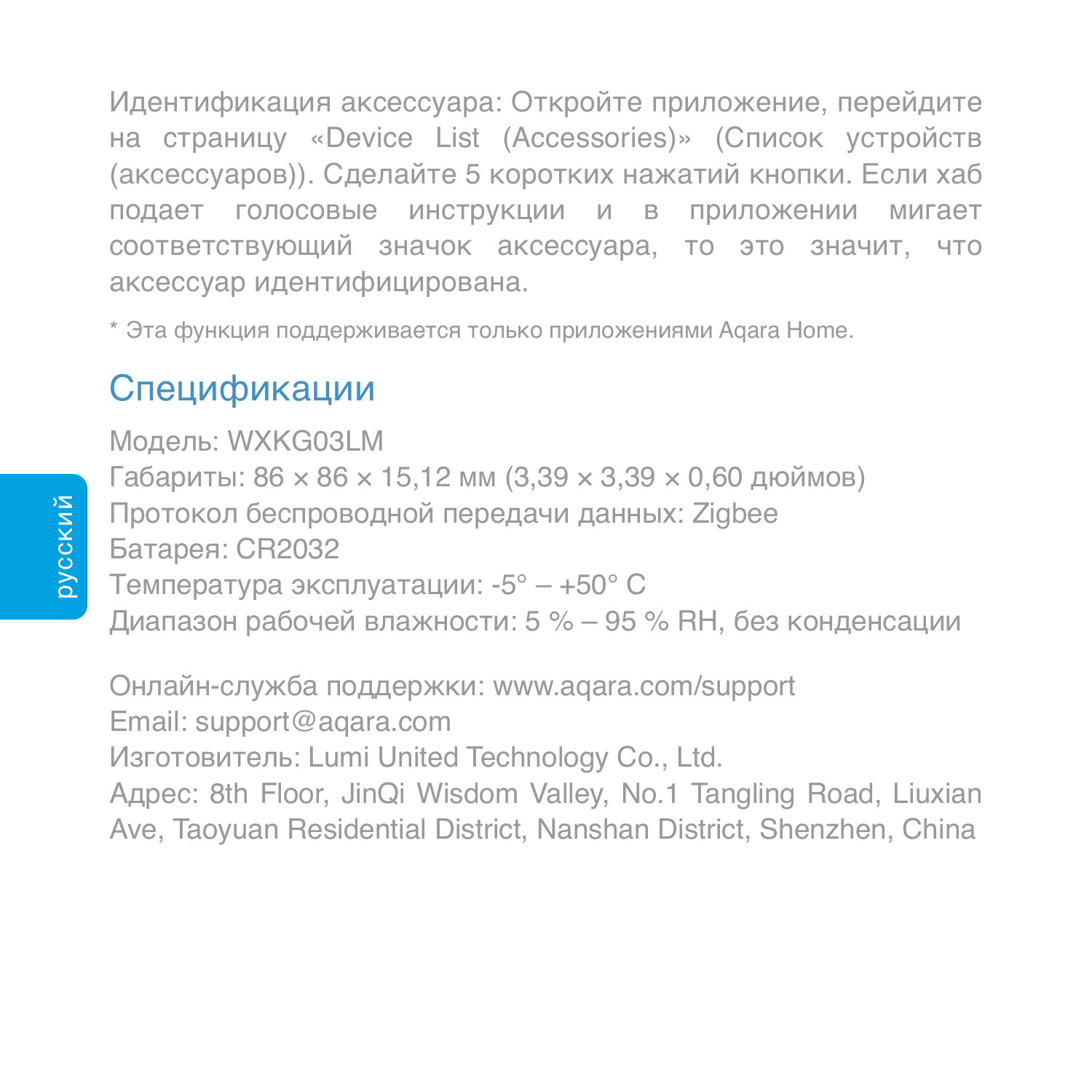Идентификация аксессуара: Откройте приложение, перейдите на страницу «Device List (Accessories)» (Список устройств (аксессуаров)). Сделайте 5 коротких нажатий кнопки. Если хаб подает голосовые инструкции и в приложении мигает соответствующий значок аксессуара, то это значит, что аксессуар идентифицирована.

* Эта функция поддерживается только приложениями Aqara Home.

## Спецификации

Модель: WXKG03LM
Габариты: 86 × 86 × 15,12 мм (3,39 × 3,39 × 0,60 дюймов)
Протокол беспроводной передачи данных: Zigbee
Батарея: CR2032
Температура эксплуатации: -5° – +50° C
Диапазон рабочей влажности: 5 % – 95 % RH, без конденсации

Онлайн-служба поддержки: www.aqara.com/support
Email: support@aqara.com
Изготовитель: Lumi United Technology Co., Ltd.
Адрес: 8th Floor, JinQi Wisdom Valley, No.1 Tangling Road, Liuxian Ave, Taoyuan Residential District, Nanshan District, Shenzhen, China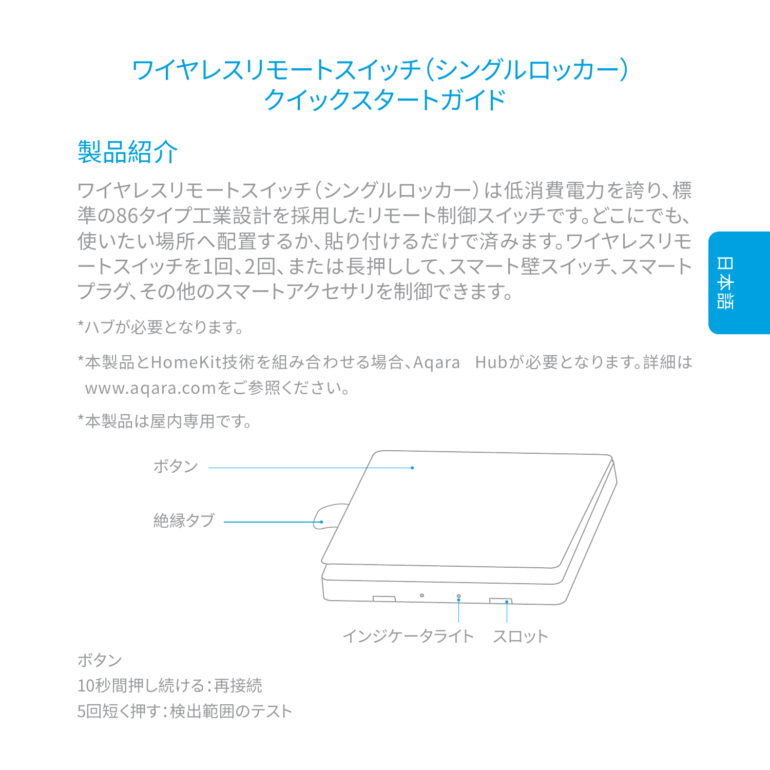# ワイヤレスリモートスイッチ（シングルロッカー）
# クイックスタートガイド

日本語

## 製品紹介

ワイヤレスリモートスイッチ（シングルロッカー）は低消費電力を誇り、標準の86タイプ工業設計を採用したリモート制御スイッチです。どこにでも、使いたい場所へ配置するか、貼り付けるだけで済みます。ワイヤレスリモートスイッチを1回、2回、または長押しして、スマート壁スイッチ、スマートプラグ、その他のスマートアクセサリを制御できます。

*ハブが必要となります。

*本製品とHomeKit技術を組み合わせる場合、Aqara　Hubが必要となります。詳細は www.aqara.comをご参照ください。

*本製品は屋内専用です。

ボタン

絶縁タブ

インジケータライト　スロット

ボタン

10秒間押し続ける：再接続

5回短く押す：検出範囲のテスト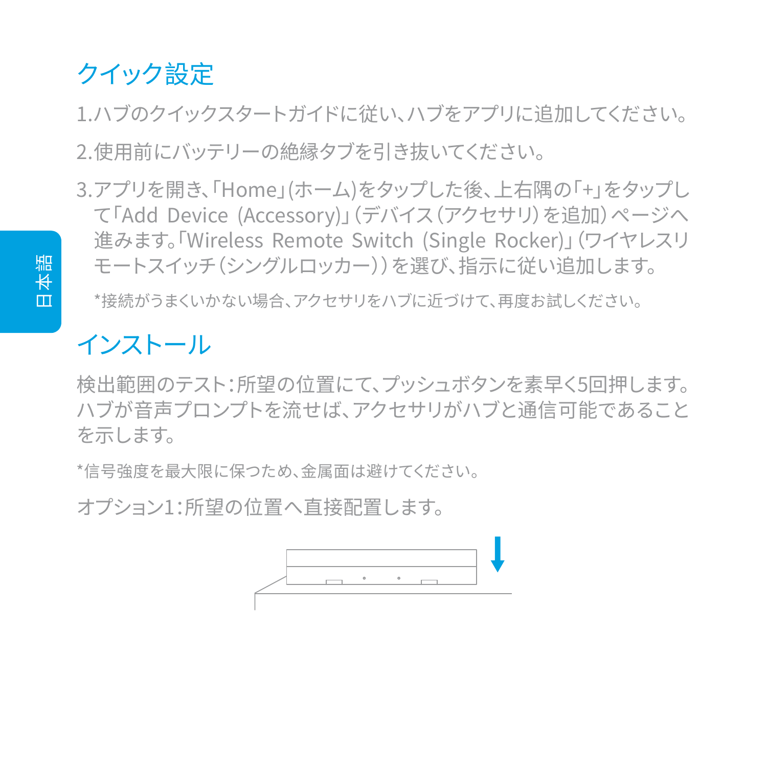## クイック設定

1.ハブのクイックスタートガイドに従い、ハブをアプリに追加してください。

2.使用前にバッテリーの絶縁タブを引き抜いてください。

3.アプリを開き、「Home」(ホーム)をタップした後、上右隅の「+」をタップして「Add Device (Accessory)」(デバイス(アクセサリ)を追加)ページへ進みます。「Wireless Remote Switch (Single Rocker)」(ワイヤレスリモートスイッチ(シングルロッカー))を選び、指示に従い追加します。

*接続がうまくいかない場合、アクセサリをハブに近づけて、再度お試しください。

## インストール

検出範囲のテスト:所望の位置にて、プッシュボタンを素早く5回押します。ハブが音声プロンプトを流せば、アクセサリがハブと通信可能であることを示します。

*信号強度を最大限に保つため、金属面は避けてください。

オプション1:所望の位置へ直接配置します。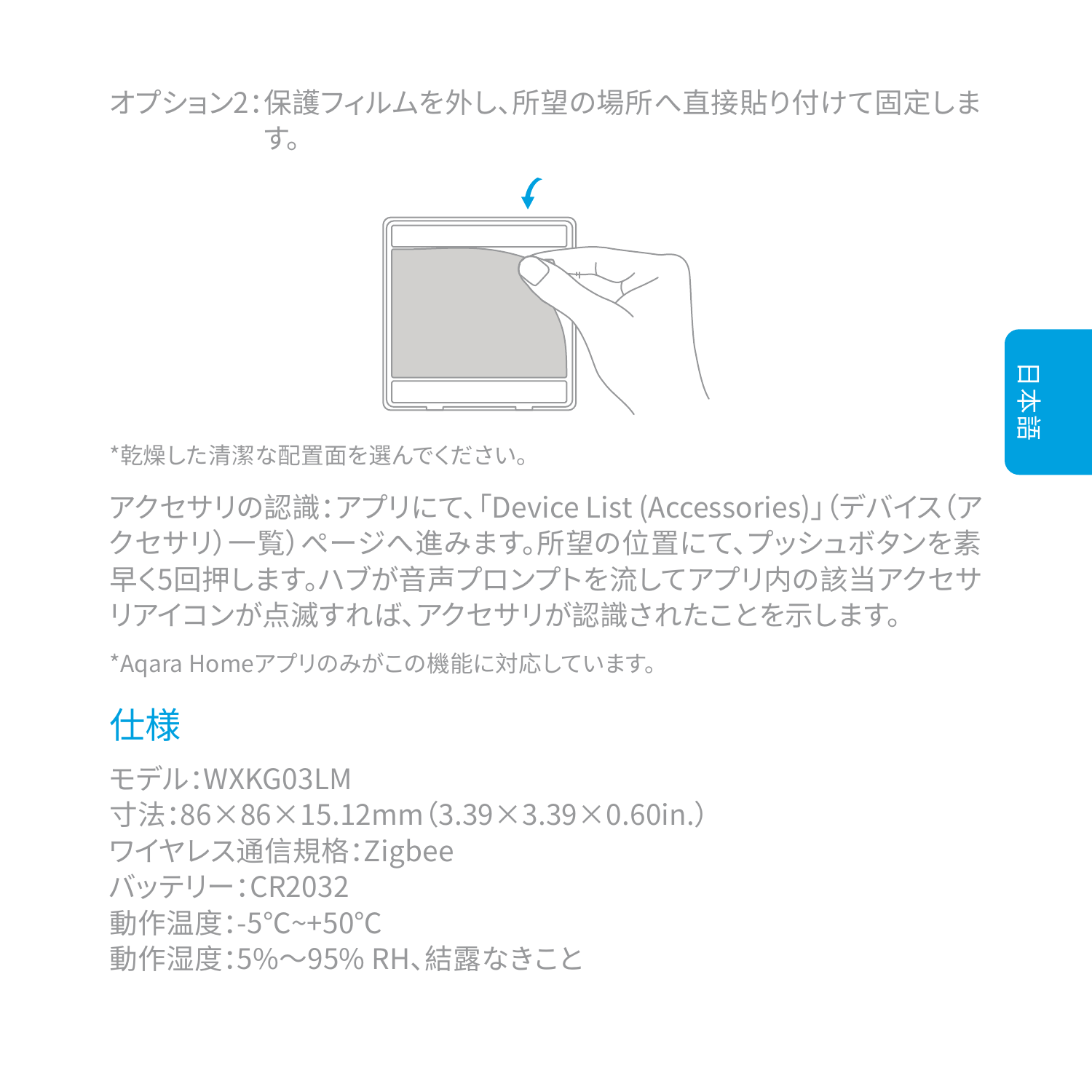オプション2：保護フィルムを外し、所望の場所へ直接貼り付けて固定します。

*乾燥した清潔な配置面を選んでください。

アクセサリの認識：アプリにて、「Device List (Accessories)」（デバイス（アクセサリ）一覧）ページへ進みます。所望の位置にて、プッシュボタンを素早く5回押します。ハブが音声プロンプトを流してアプリ内の該当アクセサリアイコンが点滅すれば、アクセサリが認識されたことを示します。

*Aqara Homeアプリのみがこの機能に対応しています。

## 仕様

モデル：WXKG03LM
寸法：86×86×15.12mm（3.39×3.39×0.60in.）
ワイヤレス通信規格：Zigbee
バッテリー：CR2032
動作温度：-5°C~+50°C
動作湿度：5%～95% RH、結露なきこと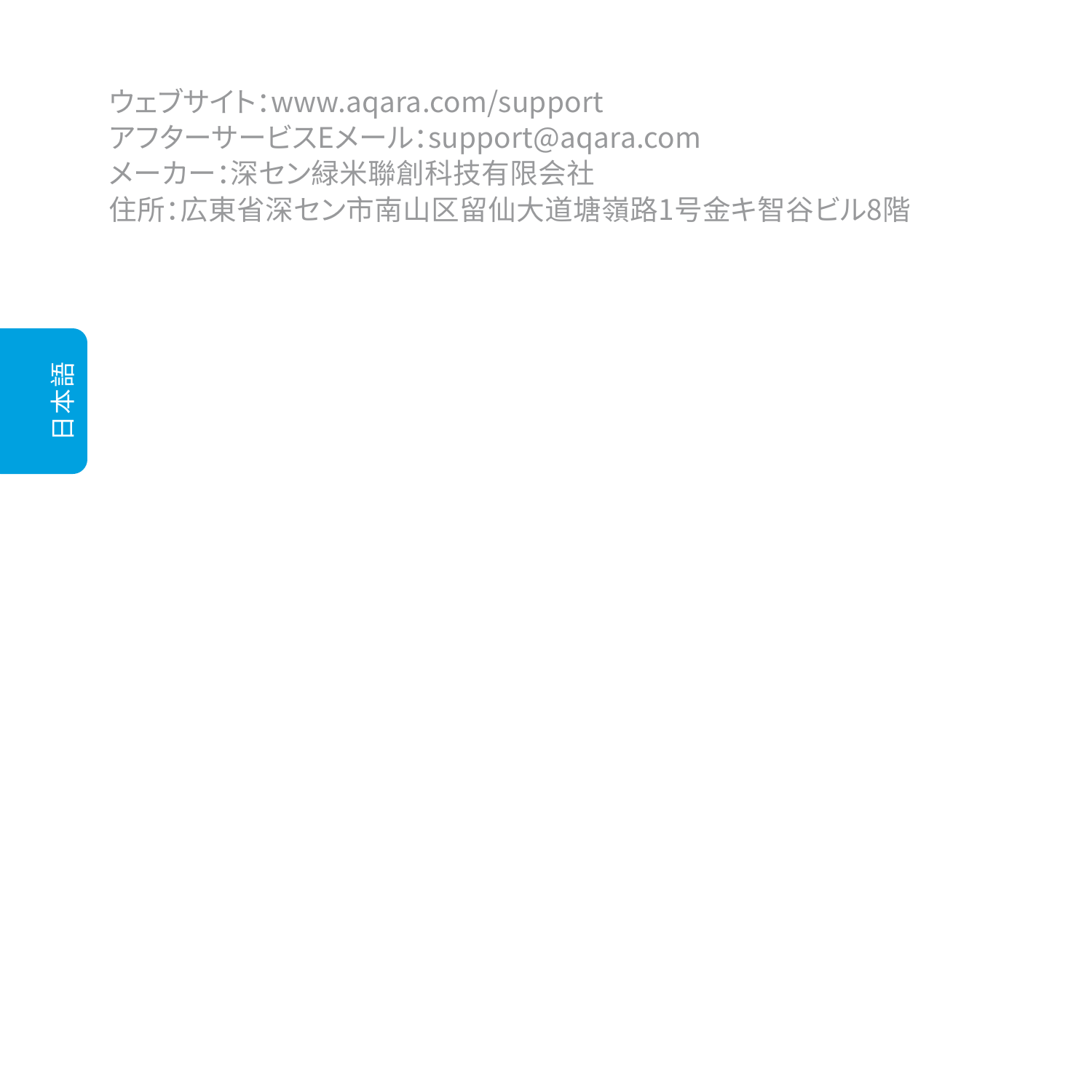ウェブサイト：www.aqara.com/support
アフターサービスEメール：support@aqara.com
メーカー：深セン緑米聯創科技有限会社
住所：広東省深セン市南山区留仙大道塘嶺路1号金キ智谷ビル8階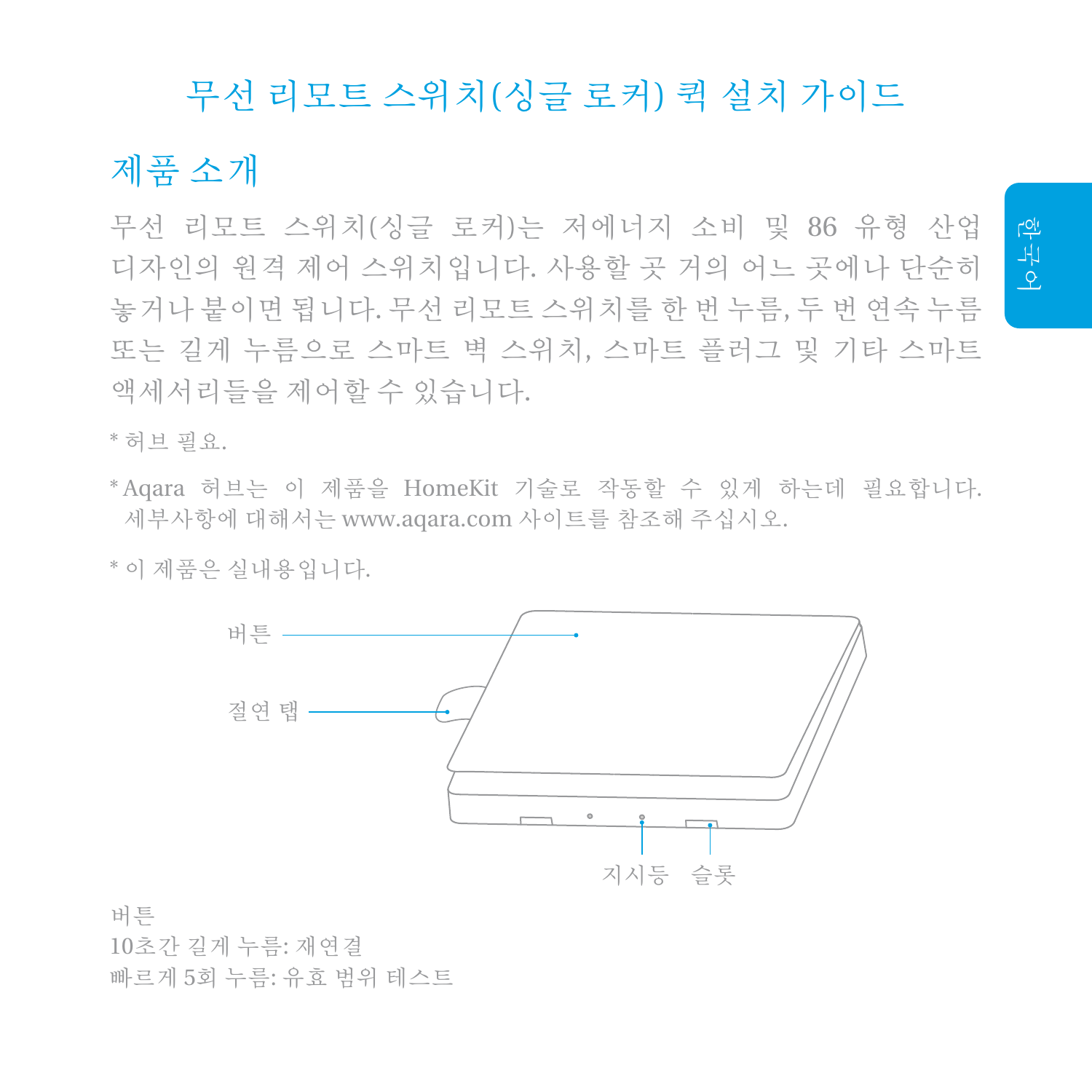# 무선 리모트 스위치(싱글 로커) 퀵 설치 가이드

## 제품 소개

무선 리모트 스위치(싱글 로커)는 저에너지 소비 및 86 유형 산업 디자인의 원격 제어 스위치입니다. 사용할 곳 거의 어느 곳에나 단순히 놓거나 붙이면 됩니다. 무선 리모트 스위치를 한 번 누름, 두 번 연속 누름 또는 길게 누름으로 스마트 벽 스위치, 스마트 플러그 및 기타 스마트 액세서리들을 제어할 수 있습니다.

* 허브 필요.

* Aqara 허브는 이 제품을 HomeKit 기술로 작동할 수 있게 하는데 필요합니다. 세부사항에 대해서는 www.aqara.com 사이트를 참조해 주십시오.

* 이 제품은 실내용입니다.

버튼

절연 탭

지시등

슬롯

버튼
10초간 길게 누름: 재연결
빠르게 5회 누름: 유효 범위 테스트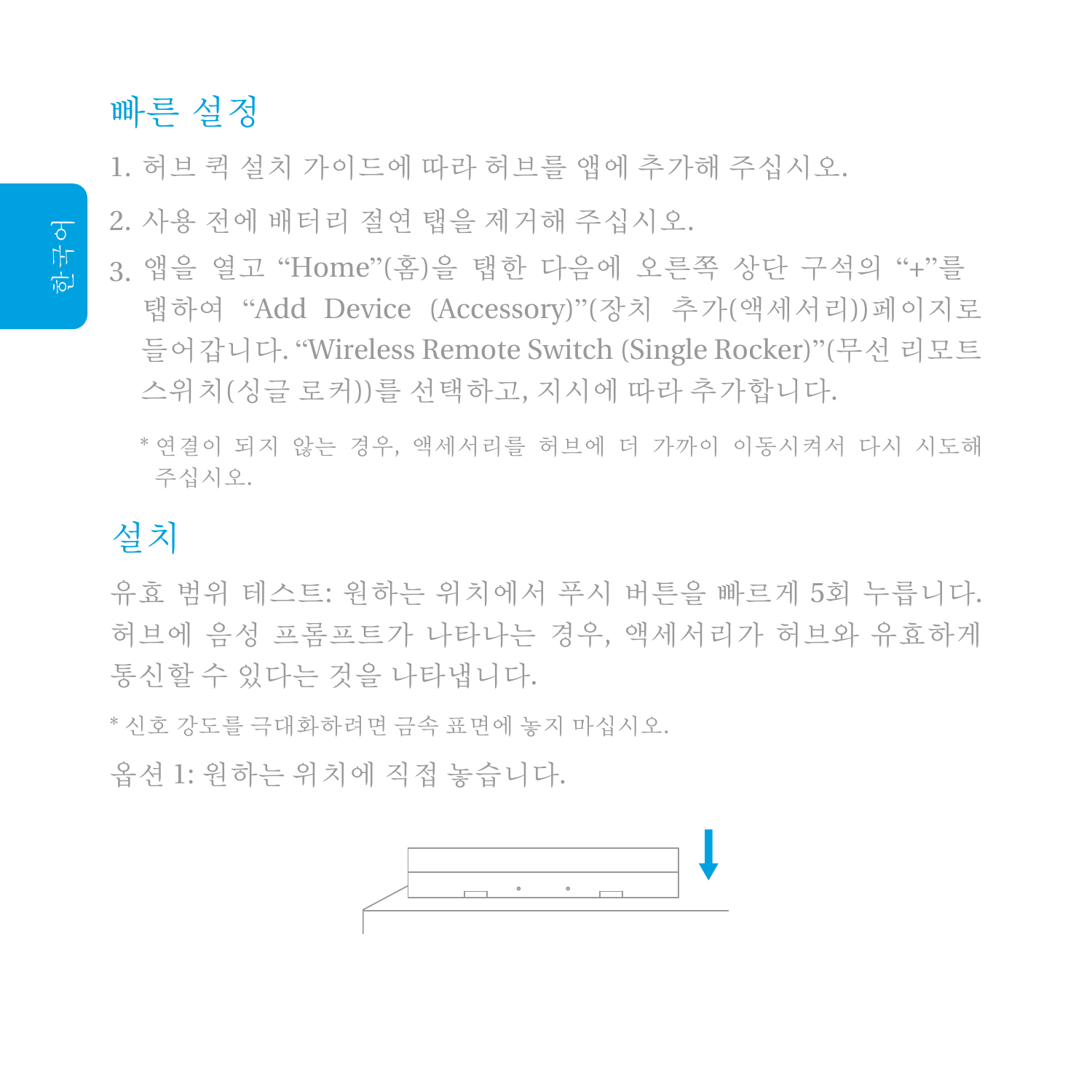## 빠른 설정

1. 허브 퀵 설치 가이드에 따라 허브를 앱에 추가해 주십시오.
2. 사용 전에 배터리 절연 탭을 제거해 주십시오.
3. 앱을 열고 “Home”(홈)을 탭한 다음에 오른쪽 상단 구석의 “+”를 탭하여 “Add Device (Accessory)”(장치 추가(액세서리))페이지로 들어갑니다. “Wireless Remote Switch (Single Rocker)”(무선 리모트 스위치(싱글 로커))를 선택하고, 지시에 따라 추가합니다.

   * 연결이 되지 않는 경우, 액세서리를 허브에 더 가까이 이동시켜서 다시 시도해 주십시오.

## 설치

유효 범위 테스트: 원하는 위치에서 푸시 버튼을 빠르게 5회 누릅니다. 허브에 음성 프롬프트가 나타나는 경우, 액세서리가 허브와 유효하게 통신할 수 있다는 것을 나타냅니다.

* 신호 강도를 극대화하려면 금속 표면에 놓지 마십시오.

옵션 1: 원하는 위치에 직접 놓습니다.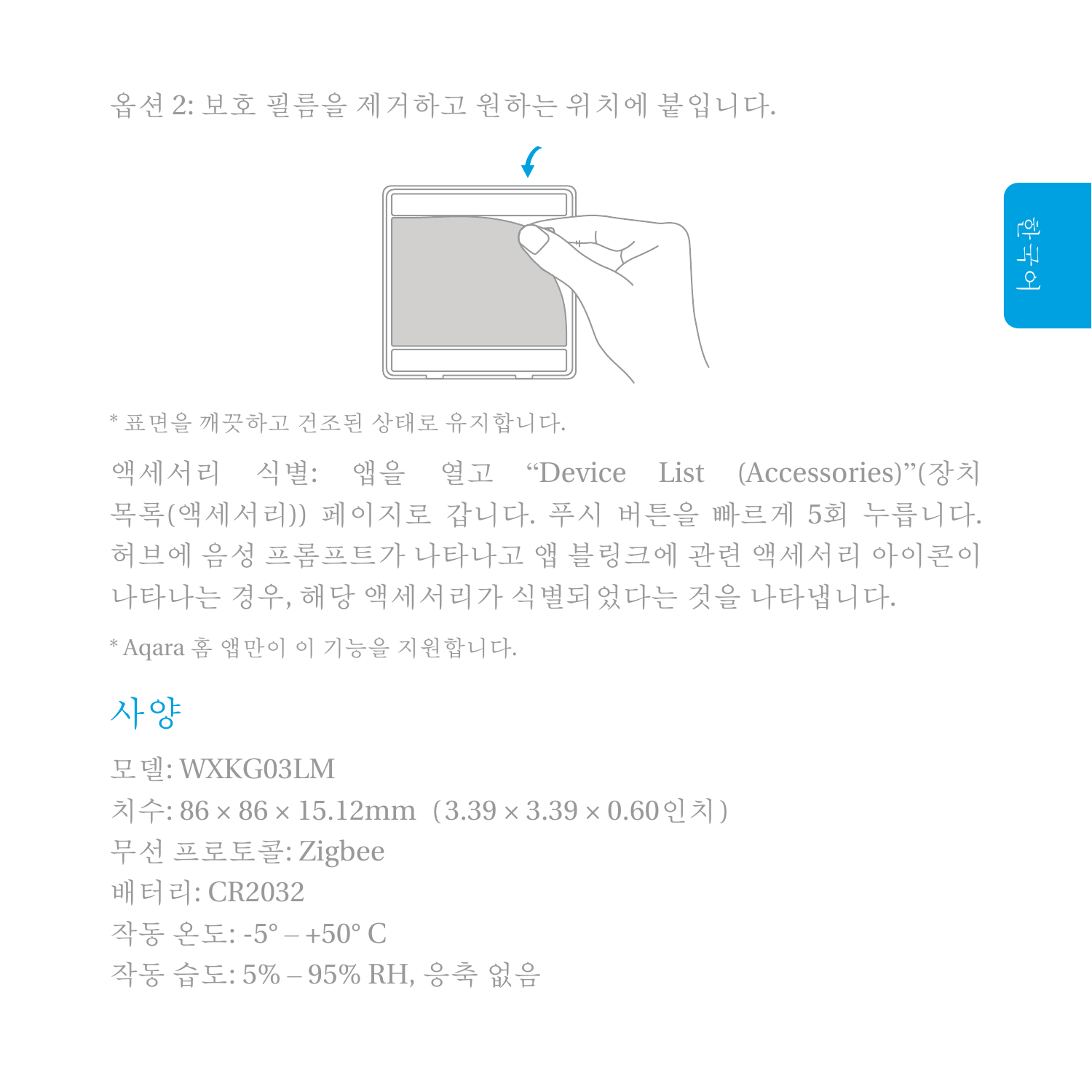옵션 2: 보호 필름을 제거하고 원하는 위치에 붙입니다.

* 표면을 깨끗하고 건조된 상태로 유지합니다.

액세서리 식별: 앱을 열고 “Device List (Accessories)”(장치 목록(액세서리)) 페이지로 갑니다. 푸시 버튼을 빠르게 5회 누릅니다. 허브에 음성 프롬프트가 나타나고 앱 블링크에 관련 액세서리 아이콘이 나타나는 경우, 해당 액세서리가 식별되었다는 것을 나타냅니다.

* Aqara 홈 앱만이 이 기능을 지원합니다.

## 사양

모델: WXKG03LM

치수: 86 × 86 × 15.12mm (3.39 × 3.39 × 0.60인치)

무선 프로토콜: Zigbee

배터리: CR2032

작동 온도: -5° – +50° C

작동 습도: 5% – 95% RH, 응축 없음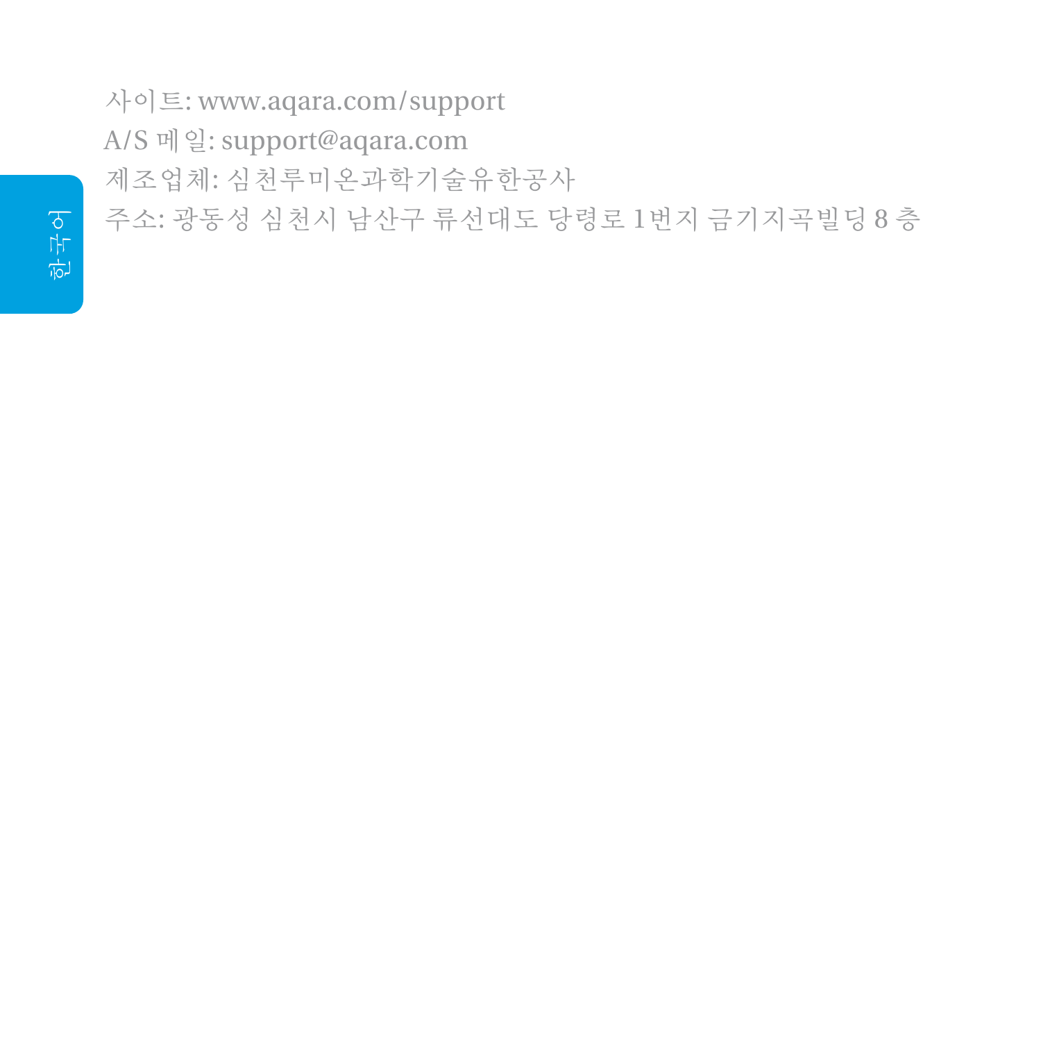사이트: www.aqara.com/support

A/S 메일: support@aqara.com

제조업체: 심천루미온과학기술유한공사

주소: 광동성 심천시 남산구 류선대도 당령로 1번지 금기지곡빌딩 8 층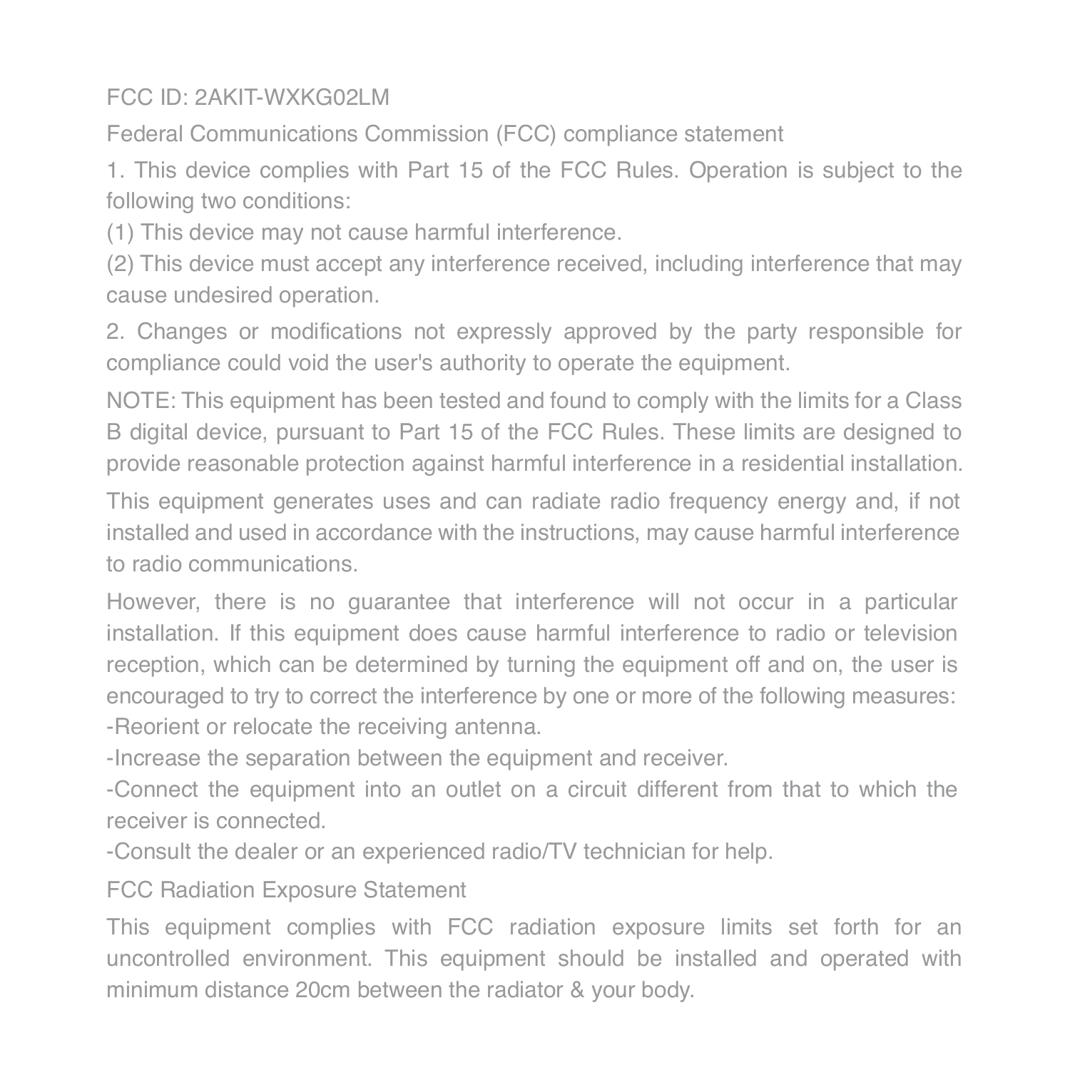FCC ID: 2AKIT-WXKG02LM

Federal Communications Commission (FCC) compliance statement

1. This device complies with Part 15 of the FCC Rules. Operation is subject to the following two conditions:

(1) This device may not cause harmful interference.

(2) This device must accept any interference received, including interference that may cause undesired operation.

2. Changes or modifications not expressly approved by the party responsible for compliance could void the user's authority to operate the equipment.

NOTE: This equipment has been tested and found to comply with the limits for a Class B digital device, pursuant to Part 15 of the FCC Rules. These limits are designed to provide reasonable protection against harmful interference in a residential installation.

This equipment generates uses and can radiate radio frequency energy and, if not installed and used in accordance with the instructions, may cause harmful interference to radio communications.

However, there is no guarantee that interference will not occur in a particular installation. If this equipment does cause harmful interference to radio or television reception, which can be determined by turning the equipment off and on, the user is encouraged to try to correct the interference by one or more of the following measures:

-Reorient or relocate the receiving antenna.

-Increase the separation between the equipment and receiver.

-Connect the equipment into an outlet on a circuit different from that to which the receiver is connected.

-Consult the dealer or an experienced radio/TV technician for help.

FCC Radiation Exposure Statement

This equipment complies with FCC radiation exposure limits set forth for an uncontrolled environment. This equipment should be installed and operated with minimum distance 20cm between the radiator & your body.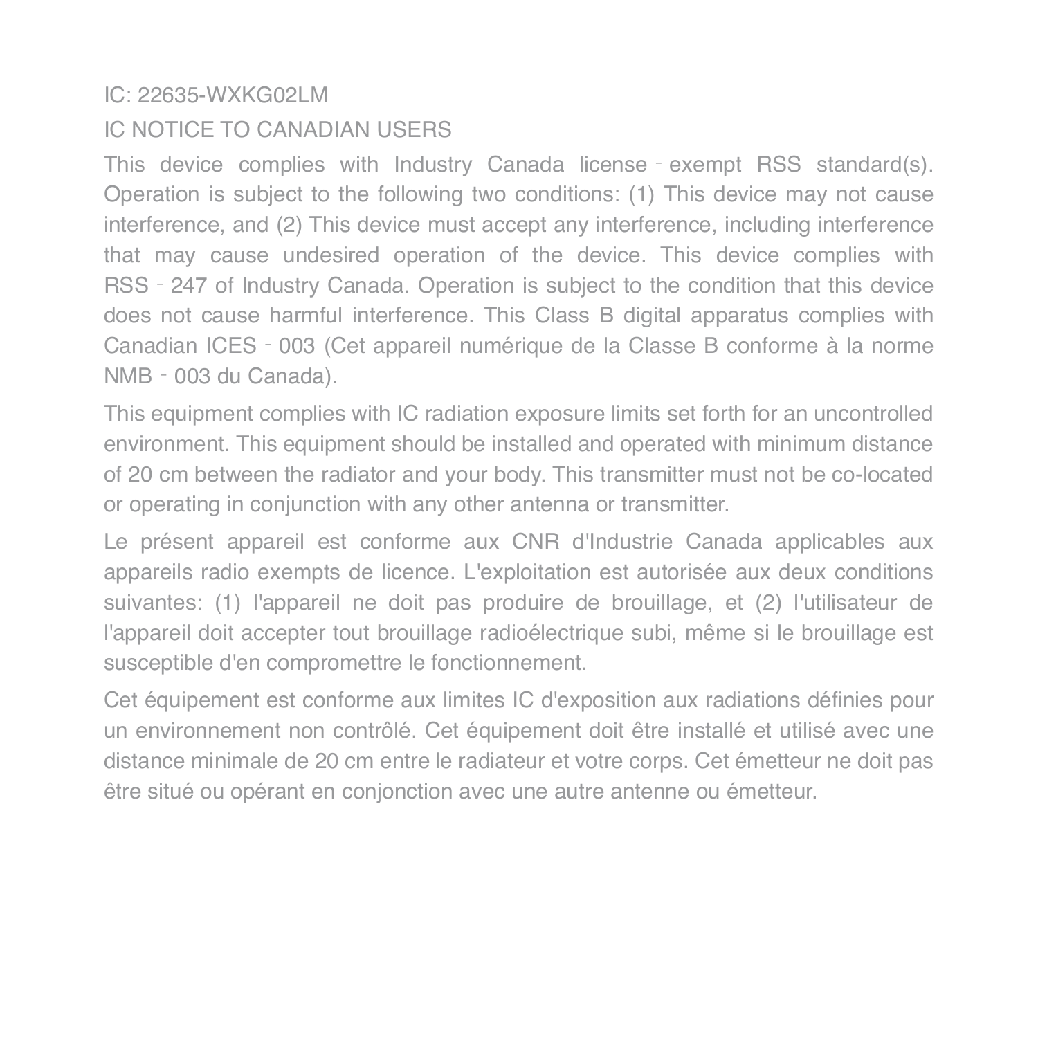IC: 22635-WXKG02LM

IC NOTICE TO CANADIAN USERS

This device complies with Industry Canada license‑exempt RSS standard(s). Operation is subject to the following two conditions: (1) This device may not cause interference, and (2) This device must accept any interference, including interference that may cause undesired operation of the device. This device complies with RSS‑247 of Industry Canada. Operation is subject to the condition that this device does not cause harmful interference. This Class B digital apparatus complies with Canadian ICES‑003 (Cet appareil numérique de la Classe B conforme à la norme NMB‑003 du Canada).

This equipment complies with IC radiation exposure limits set forth for an uncontrolled environment. This equipment should be installed and operated with minimum distance of 20 cm between the radiator and your body. This transmitter must not be co-located or operating in conjunction with any other antenna or transmitter.

Le présent appareil est conforme aux CNR d'Industrie Canada applicables aux appareils radio exempts de licence. L'exploitation est autorisée aux deux conditions suivantes: (1) l'appareil ne doit pas produire de brouillage, et (2) l'utilisateur de l'appareil doit accepter tout brouillage radioélectrique subi, même si le brouillage est susceptible d'en compromettre le fonctionnement.

Cet équipement est conforme aux limites IC d'exposition aux radiations définies pour un environnement non contrôlé. Cet équipement doit être installé et utilisé avec une distance minimale de 20 cm entre le radiateur et votre corps. Cet émetteur ne doit pas être situé ou opérant en conjonction avec une autre antenne ou émetteur.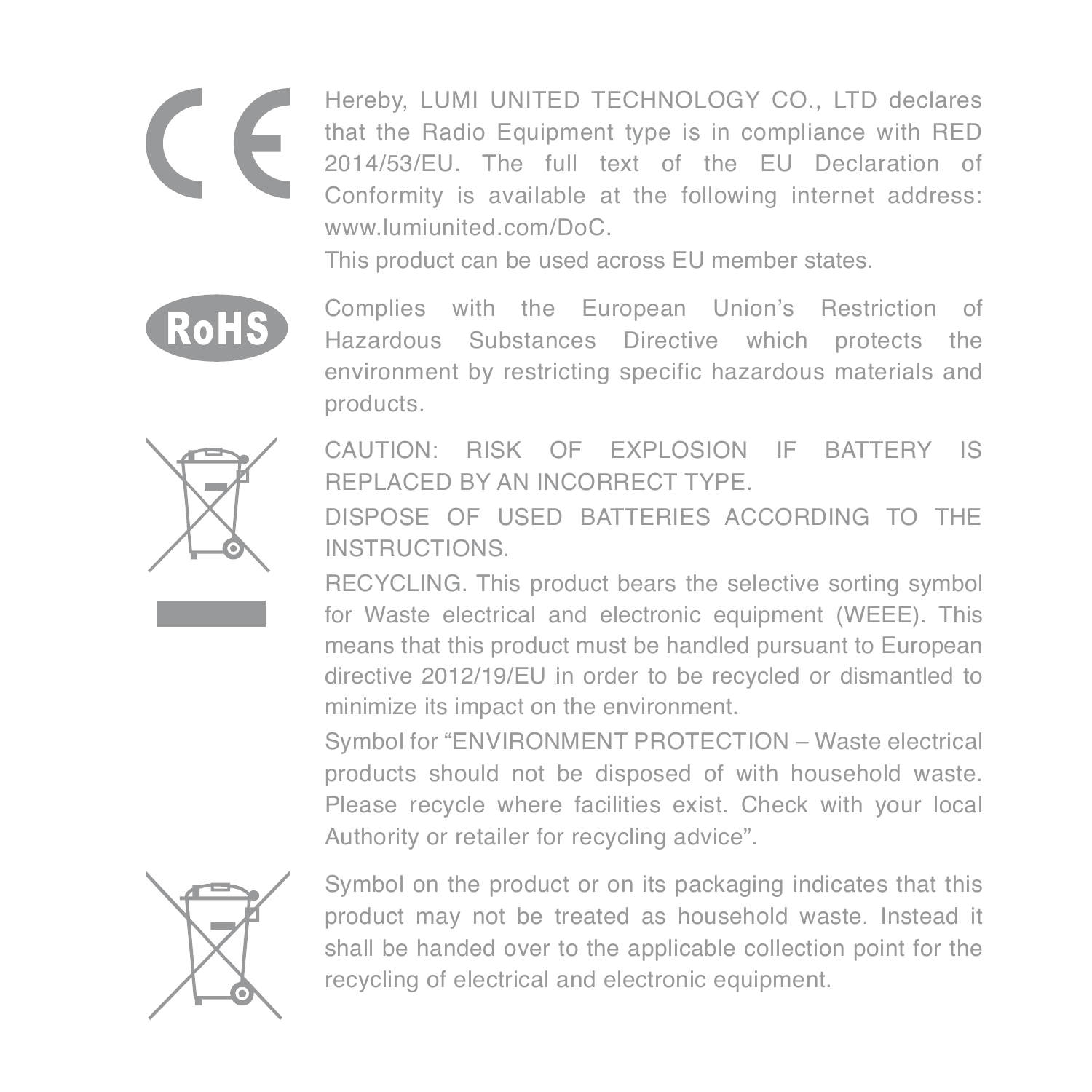Hereby, LUMI UNITED TECHNOLOGY CO., LTD declares that the Radio Equipment type is in compliance with RED 2014/53/EU. The full text of the EU Declaration of Conformity is available at the following internet address: www.lumiunited.com/DoC.

This product can be used across EU member states.

Complies with the European Union's Restriction of Hazardous Substances Directive which protects the environment by restricting specific hazardous materials and products.

CAUTION: RISK OF EXPLOSION IF BATTERY IS REPLACED BY AN INCORRECT TYPE.

DISPOSE OF USED BATTERIES ACCORDING TO THE INSTRUCTIONS.

RECYCLING. This product bears the selective sorting symbol for Waste electrical and electronic equipment (WEEE). This means that this product must be handled pursuant to European directive 2012/19/EU in order to be recycled or dismantled to minimize its impact on the environment.

Symbol for "ENVIRONMENT PROTECTION – Waste electrical products should not be disposed of with household waste. Please recycle where facilities exist. Check with your local Authority or retailer for recycling advice".

Symbol on the product or on its packaging indicates that this product may not be treated as household waste. Instead it shall be handed over to the applicable collection point for the recycling of electrical and electronic equipment.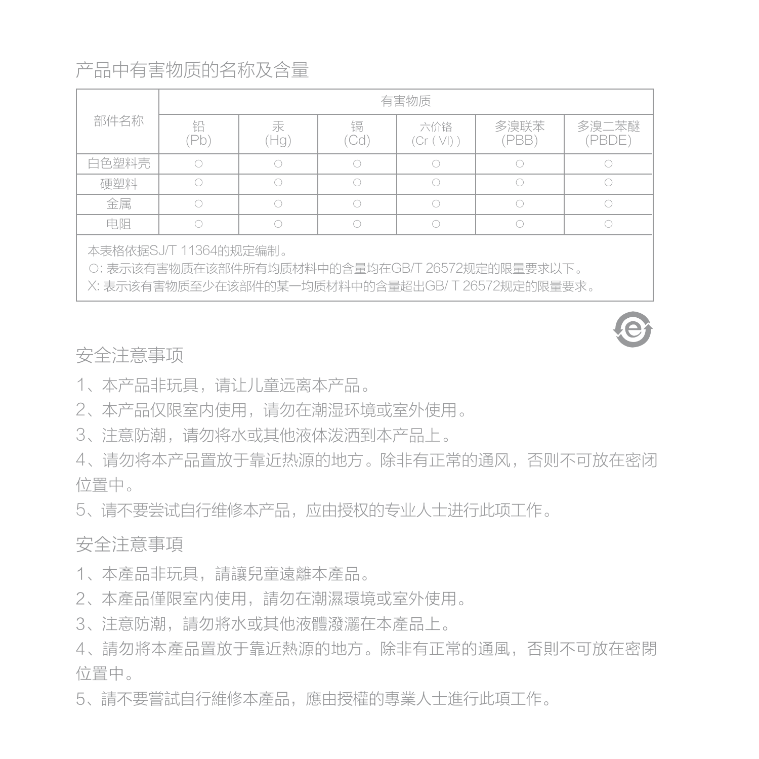## 产品中有害物质的名称及含量

| 部件名称 | 有害物质 | | | | | |
|---|---|---|---|---|---|---|
| | 铅 (Pb) | 汞 (Hg) | 镉 (Cd) | 六价铬 (Cr ( VI ) ) | 多溴联苯 (PBB) | 多溴二苯醚 (PBDE) |
| 白色塑料壳 | ○ | ○ | ○ | ○ | ○ | ○ |
| 硬塑料 | ○ | ○ | ○ | ○ | ○ | ○ |
| 金属 | ○ | ○ | ○ | ○ | ○ | ○ |
| 电阻 | ○ | ○ | ○ | ○ | ○ | ○ |

本表格依据SJ/T 11364的规定编制。

○: 表示该有害物质在该部件所有均质材料中的含量均在GB/T 26572规定的限量要求以下。

X: 表示该有害物质至少在该部件的某一均质材料中的含量超出GB/ T 26572规定的限量要求。

## 安全注意事项

1、本产品非玩具，请让儿童远离本产品。

2、本产品仅限室内使用，请勿在潮湿环境或室外使用。

3、注意防潮，请勿将水或其他液体泼洒到本产品上。

4、请勿将本产品置放于靠近热源的地方。除非有正常的通风，否则不可放在密闭位置中。

5、请不要尝试自行维修本产品，应由授权的专业人士进行此项工作。

## 安全注意事項

1、本產品非玩具，請讓兒童遠離本產品。

2、本產品僅限室內使用，請勿在潮濕環境或室外使用。

3、注意防潮，請勿將水或其他液體潑灑在本產品上。

4、請勿將本產品置放于靠近熱源的地方。除非有正常的通風，否則不可放在密閉位置中。

5、請不要嘗試自行維修本產品，應由授權的專業人士進行此項工作。